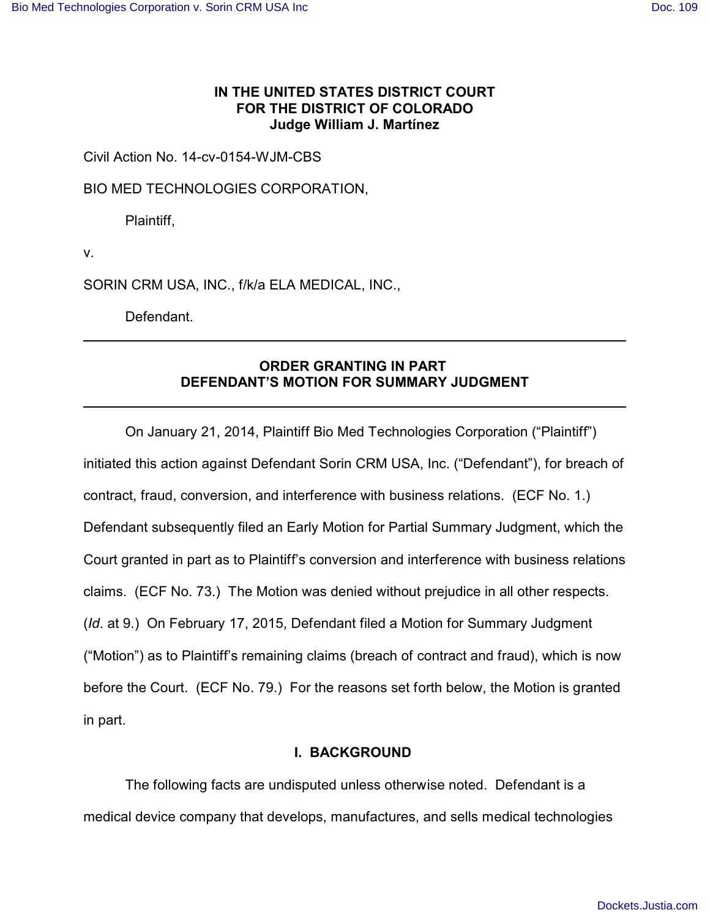**IN THE UNITED STATES DISTRICT COURT**
**FOR THE DISTRICT OF COLORADO**
**Judge William J. Martínez**

Civil Action No. 14-cv-0154-WJM-CBS

BIO MED TECHNOLOGIES CORPORATION,

Plaintiff,

v.

SORIN CRM USA, INC., f/k/a ELA MEDICAL, INC.,

Defendant.

---

**ORDER GRANTING IN PART**
**DEFENDANT'S MOTION FOR SUMMARY JUDGMENT**

---

On January 21, 2014, Plaintiff Bio Med Technologies Corporation ("Plaintiff") initiated this action against Defendant Sorin CRM USA, Inc. ("Defendant"), for breach of contract, fraud, conversion, and interference with business relations. (ECF No. 1.) Defendant subsequently filed an Early Motion for Partial Summary Judgment, which the Court granted in part as to Plaintiff's conversion and interference with business relations claims. (ECF No. 73.) The Motion was denied without prejudice in all other respects. (*Id*. at 9.) On February 17, 2015, Defendant filed a Motion for Summary Judgment ("Motion") as to Plaintiff's remaining claims (breach of contract and fraud), which is now before the Court. (ECF No. 79.) For the reasons set forth below, the Motion is granted in part.

## I. BACKGROUND

The following facts are undisputed unless otherwise noted. Defendant is a medical device company that develops, manufactures, and sells medical technologies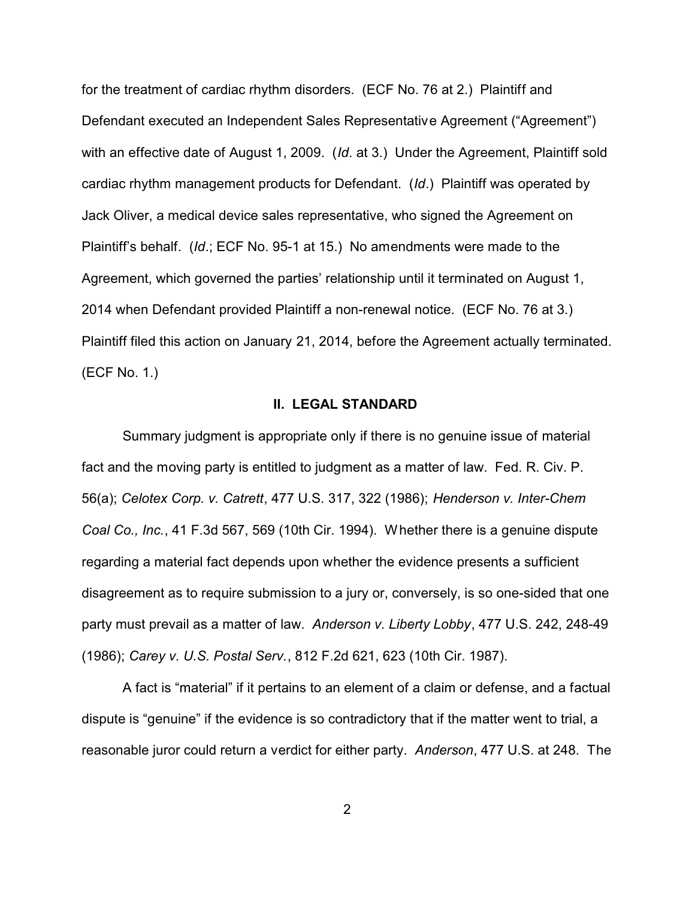for the treatment of cardiac rhythm disorders. (ECF No. 76 at 2.) Plaintiff and Defendant executed an Independent Sales Representative Agreement ("Agreement") with an effective date of August 1, 2009. (*Id*. at 3.) Under the Agreement, Plaintiff sold cardiac rhythm management products for Defendant. (*Id*.) Plaintiff was operated by Jack Oliver, a medical device sales representative, who signed the Agreement on Plaintiff's behalf. (*Id*.; ECF No. 95-1 at 15.) No amendments were made to the Agreement, which governed the parties' relationship until it terminated on August 1, 2014 when Defendant provided Plaintiff a non-renewal notice. (ECF No. 76 at 3.) Plaintiff filed this action on January 21, 2014, before the Agreement actually terminated. (ECF No. 1.)

## II. LEGAL STANDARD

Summary judgment is appropriate only if there is no genuine issue of material fact and the moving party is entitled to judgment as a matter of law. Fed. R. Civ. P. 56(a); *Celotex Corp. v. Catrett*, 477 U.S. 317, 322 (1986); *Henderson v. Inter-Chem Coal Co., Inc.*, 41 F.3d 567, 569 (10th Cir. 1994). Whether there is a genuine dispute regarding a material fact depends upon whether the evidence presents a sufficient disagreement as to require submission to a jury or, conversely, is so one-sided that one party must prevail as a matter of law. *Anderson v. Liberty Lobby*, 477 U.S. 242, 248-49 (1986); *Carey v. U.S. Postal Serv.*, 812 F.2d 621, 623 (10th Cir. 1987).

A fact is "material" if it pertains to an element of a claim or defense, and a factual dispute is "genuine" if the evidence is so contradictory that if the matter went to trial, a reasonable juror could return a verdict for either party. *Anderson*, 477 U.S. at 248. The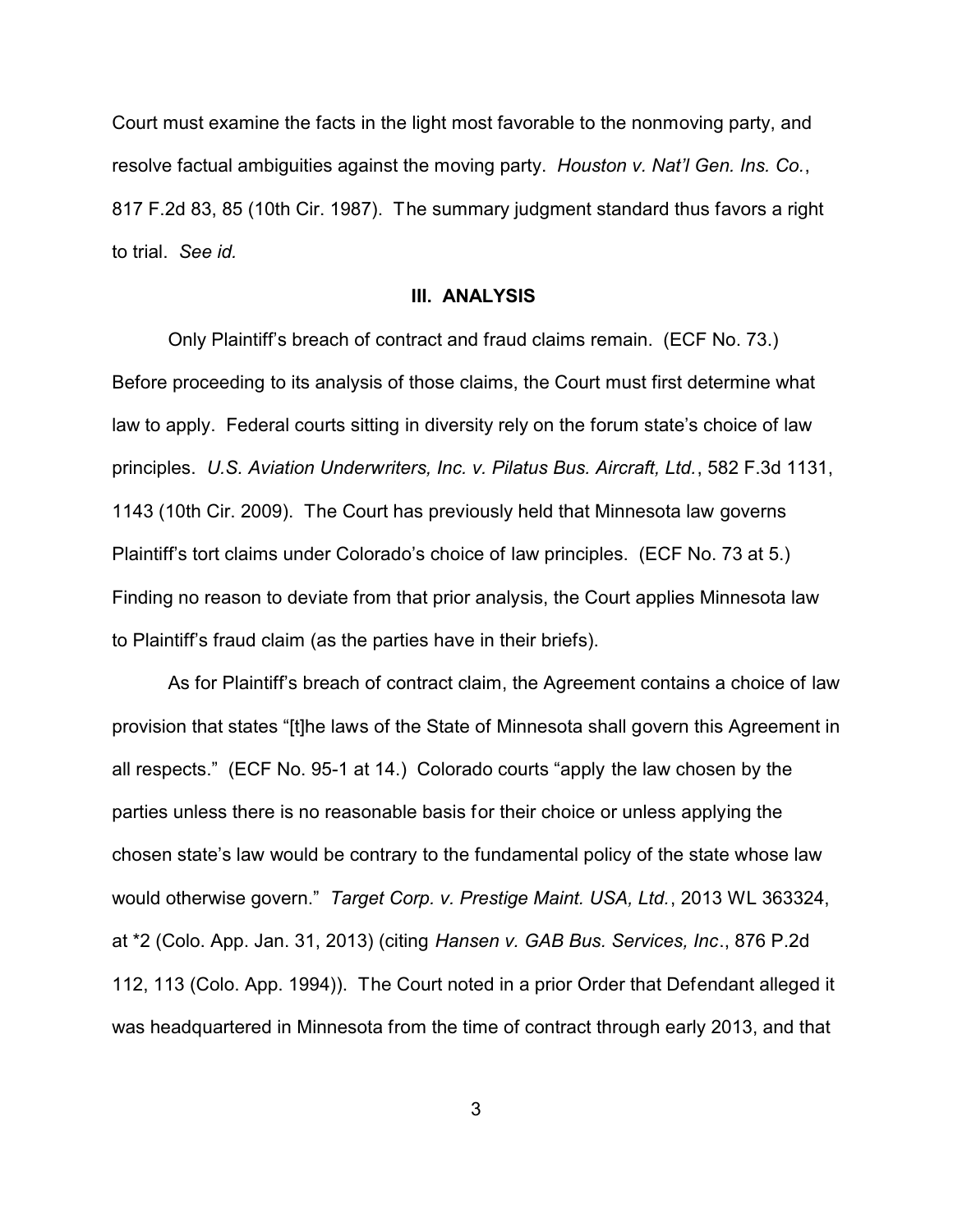Court must examine the facts in the light most favorable to the nonmoving party, and resolve factual ambiguities against the moving party. *Houston v. Nat'l Gen. Ins. Co.*, 817 F.2d 83, 85 (10th Cir. 1987). The summary judgment standard thus favors a right to trial. *See id.*

## III. ANALYSIS

Only Plaintiff's breach of contract and fraud claims remain. (ECF No. 73.) Before proceeding to its analysis of those claims, the Court must first determine what law to apply. Federal courts sitting in diversity rely on the forum state's choice of law principles. *U.S. Aviation Underwriters, Inc. v. Pilatus Bus. Aircraft, Ltd.*, 582 F.3d 1131, 1143 (10th Cir. 2009). The Court has previously held that Minnesota law governs Plaintiff's tort claims under Colorado's choice of law principles. (ECF No. 73 at 5.) Finding no reason to deviate from that prior analysis, the Court applies Minnesota law to Plaintiff's fraud claim (as the parties have in their briefs).

As for Plaintiff's breach of contract claim, the Agreement contains a choice of law provision that states "[t]he laws of the State of Minnesota shall govern this Agreement in all respects." (ECF No. 95-1 at 14.) Colorado courts "apply the law chosen by the parties unless there is no reasonable basis for their choice or unless applying the chosen state's law would be contrary to the fundamental policy of the state whose law would otherwise govern." *Target Corp. v. Prestige Maint. USA, Ltd.*, 2013 WL 363324, at *2 (Colo. App. Jan. 31, 2013) (citing *Hansen v. GAB Bus. Services, Inc*., 876 P.2d 112, 113 (Colo. App. 1994)). The Court noted in a prior Order that Defendant alleged it was headquartered in Minnesota from the time of contract through early 2013, and that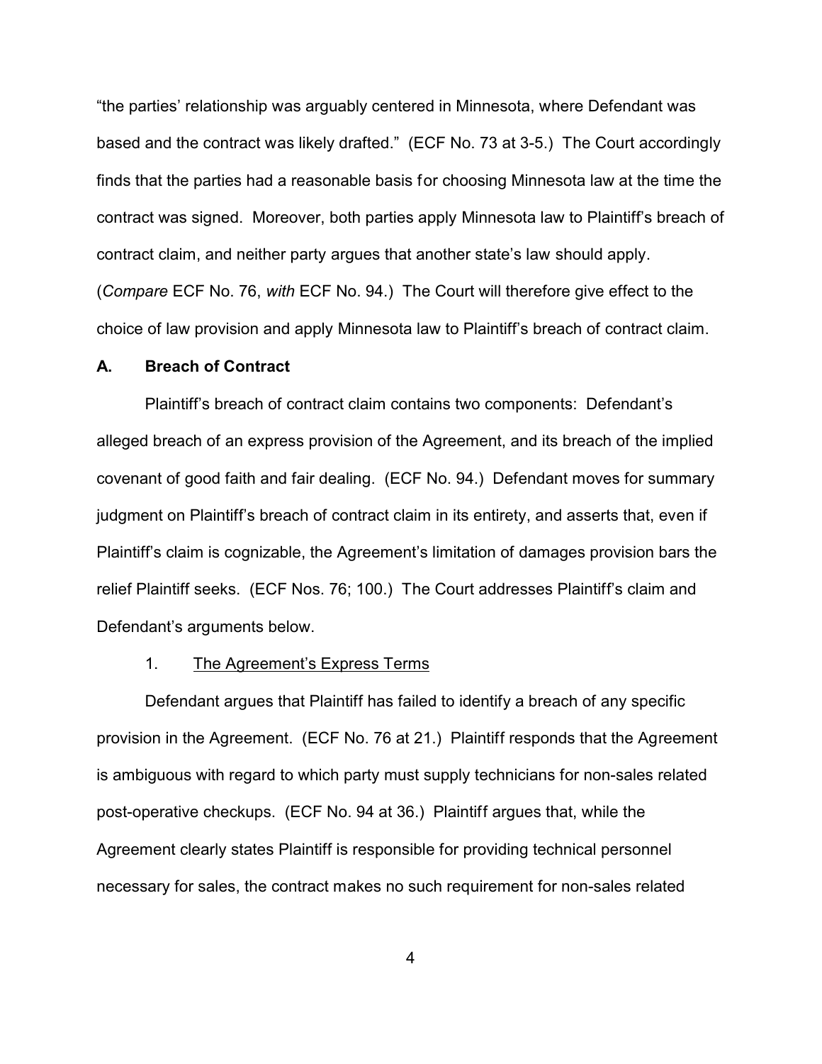"the parties' relationship was arguably centered in Minnesota, where Defendant was based and the contract was likely drafted." (ECF No. 73 at 3-5.) The Court accordingly finds that the parties had a reasonable basis for choosing Minnesota law at the time the contract was signed. Moreover, both parties apply Minnesota law to Plaintiff's breach of contract claim, and neither party argues that another state's law should apply. (*Compare* ECF No. 76, *with* ECF No. 94.) The Court will therefore give effect to the choice of law provision and apply Minnesota law to Plaintiff's breach of contract claim.

## A. Breach of Contract

Plaintiff's breach of contract claim contains two components: Defendant's alleged breach of an express provision of the Agreement, and its breach of the implied covenant of good faith and fair dealing. (ECF No. 94.) Defendant moves for summary judgment on Plaintiff's breach of contract claim in its entirety, and asserts that, even if Plaintiff's claim is cognizable, the Agreement's limitation of damages provision bars the relief Plaintiff seeks. (ECF Nos. 76; 100.) The Court addresses Plaintiff's claim and Defendant's arguments below.

### 1. The Agreement's Express Terms

Defendant argues that Plaintiff has failed to identify a breach of any specific provision in the Agreement. (ECF No. 76 at 21.) Plaintiff responds that the Agreement is ambiguous with regard to which party must supply technicians for non-sales related post-operative checkups. (ECF No. 94 at 36.) Plaintiff argues that, while the Agreement clearly states Plaintiff is responsible for providing technical personnel necessary for sales, the contract makes no such requirement for non-sales related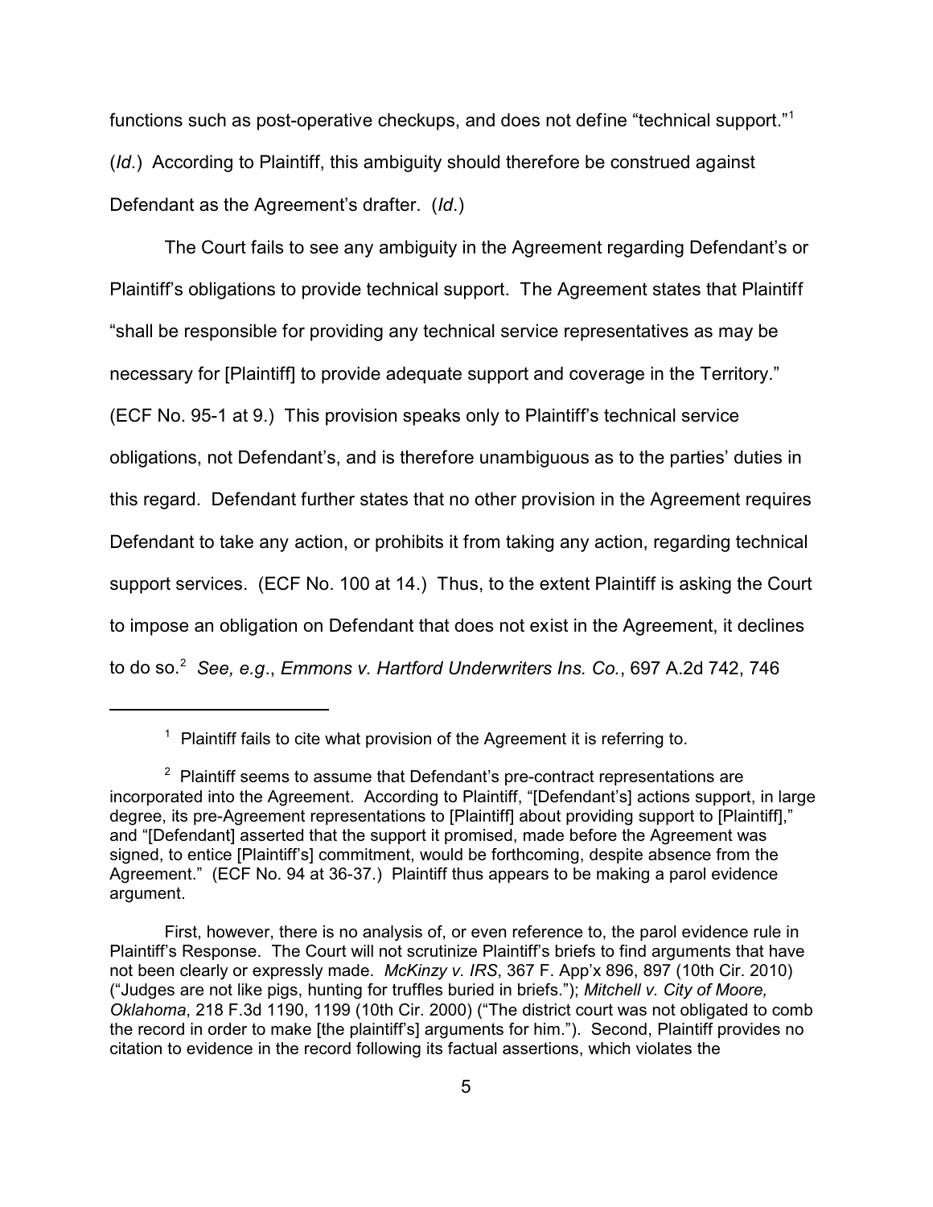functions such as post-operative checkups, and does not define "technical support."[1] (*Id.*) According to Plaintiff, this ambiguity should therefore be construed against Defendant as the Agreement's drafter. (*Id.*)

The Court fails to see any ambiguity in the Agreement regarding Defendant's or Plaintiff's obligations to provide technical support. The Agreement states that Plaintiff "shall be responsible for providing any technical service representatives as may be necessary for [Plaintiff] to provide adequate support and coverage in the Territory." (ECF No. 95-1 at 9.) This provision speaks only to Plaintiff's technical service obligations, not Defendant's, and is therefore unambiguous as to the parties' duties in this regard. Defendant further states that no other provision in the Agreement requires Defendant to take any action, or prohibits it from taking any action, regarding technical support services. (ECF No. 100 at 14.) Thus, to the extent Plaintiff is asking the Court to impose an obligation on Defendant that does not exist in the Agreement, it declines to do so.[2] *See, e.g.*, *Emmons v. Hartford Underwriters Ins. Co.*, 697 A.2d 742, 746

---

[1] Plaintiff fails to cite what provision of the Agreement it is referring to.

[2] Plaintiff seems to assume that Defendant's pre-contract representations are incorporated into the Agreement. According to Plaintiff, "[Defendant's] actions support, in large degree, its pre-Agreement representations to [Plaintiff] about providing support to [Plaintiff]," and "[Defendant] asserted that the support it promised, made before the Agreement was signed, to entice [Plaintiff's] commitment, would be forthcoming, despite absence from the Agreement." (ECF No. 94 at 36-37.) Plaintiff thus appears to be making a parol evidence argument.

First, however, there is no analysis of, or even reference to, the parol evidence rule in Plaintiff's Response. The Court will not scrutinize Plaintiff's briefs to find arguments that have not been clearly or expressly made. *McKinzy v. IRS*, 367 F. App'x 896, 897 (10th Cir. 2010) ("Judges are not like pigs, hunting for truffles buried in briefs."); *Mitchell v. City of Moore, Oklahoma*, 218 F.3d 1190, 1199 (10th Cir. 2000) ("The district court was not obligated to comb the record in order to make [the plaintiff's] arguments for him."). Second, Plaintiff provides no citation to evidence in the record following its factual assertions, which violates the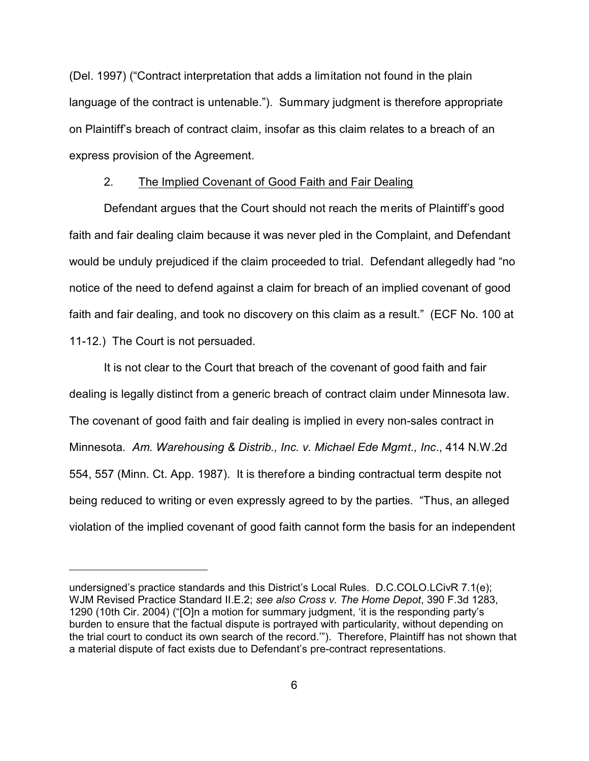(Del. 1997) ("Contract interpretation that adds a limitation not found in the plain language of the contract is untenable."). Summary judgment is therefore appropriate on Plaintiff's breach of contract claim, insofar as this claim relates to a breach of an express provision of the Agreement.

2. The Implied Covenant of Good Faith and Fair Dealing

Defendant argues that the Court should not reach the merits of Plaintiff's good faith and fair dealing claim because it was never pled in the Complaint, and Defendant would be unduly prejudiced if the claim proceeded to trial. Defendant allegedly had "no notice of the need to defend against a claim for breach of an implied covenant of good faith and fair dealing, and took no discovery on this claim as a result." (ECF No. 100 at 11-12.) The Court is not persuaded.

It is not clear to the Court that breach of the covenant of good faith and fair dealing is legally distinct from a generic breach of contract claim under Minnesota law. The covenant of good faith and fair dealing is implied in every non-sales contract in Minnesota. *Am. Warehousing & Distrib., Inc. v. Michael Ede Mgmt., Inc*., 414 N.W.2d 554, 557 (Minn. Ct. App. 1987). It is therefore a binding contractual term despite not being reduced to writing or even expressly agreed to by the parties. "Thus, an alleged violation of the implied covenant of good faith cannot form the basis for an independent

---

undersigned's practice standards and this District's Local Rules. D.C.COLO.LCivR 7.1(e); WJM Revised Practice Standard II.E.2; *see also Cross v. The Home Depot*, 390 F.3d 1283, 1290 (10th Cir. 2004) ("[O]n a motion for summary judgment, 'it is the responding party's burden to ensure that the factual dispute is portrayed with particularity, without depending on the trial court to conduct its own search of the record.'"). Therefore, Plaintiff has not shown that a material dispute of fact exists due to Defendant's pre-contract representations.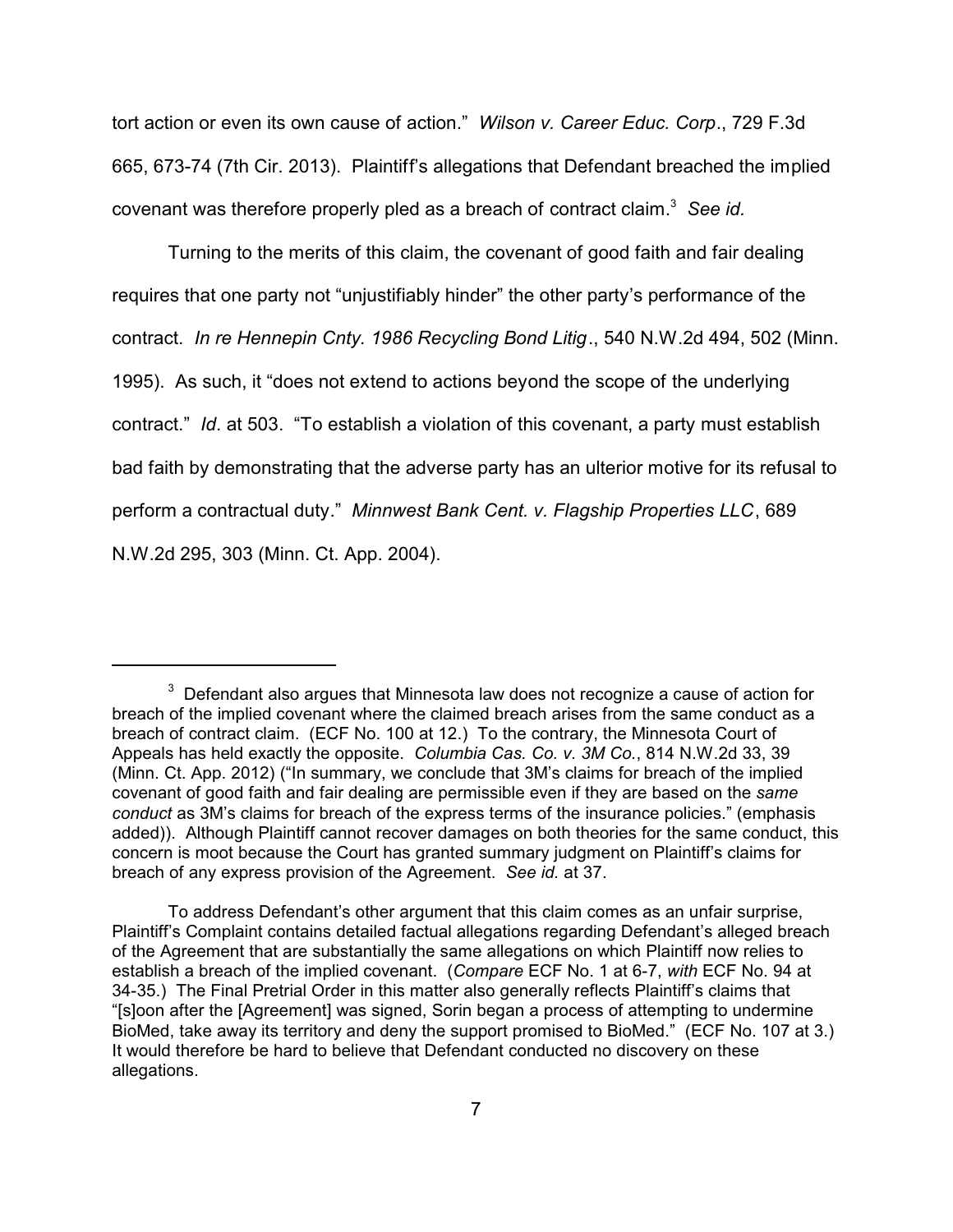tort action or even its own cause of action." *Wilson v. Career Educ. Corp*., 729 F.3d 665, 673-74 (7th Cir. 2013). Plaintiff's allegations that Defendant breached the implied covenant was therefore properly pled as a breach of contract claim.[3] *See id.*

Turning to the merits of this claim, the covenant of good faith and fair dealing requires that one party not "unjustifiably hinder" the other party's performance of the contract. *In re Hennepin Cnty. 1986 Recycling Bond Litig*., 540 N.W.2d 494, 502 (Minn. 1995). As such, it "does not extend to actions beyond the scope of the underlying contract." *Id*. at 503. "To establish a violation of this covenant, a party must establish bad faith by demonstrating that the adverse party has an ulterior motive for its refusal to perform a contractual duty." *Minnwest Bank Cent. v. Flagship Properties LLC*, 689 N.W.2d 295, 303 (Minn. Ct. App. 2004).

---

[3] Defendant also argues that Minnesota law does not recognize a cause of action for breach of the implied covenant where the claimed breach arises from the same conduct as a breach of contract claim. (ECF No. 100 at 12.) To the contrary, the Minnesota Court of Appeals has held exactly the opposite. *Columbia Cas. Co. v. 3M Co.*, 814 N.W.2d 33, 39 (Minn. Ct. App. 2012) ("In summary, we conclude that 3M's claims for breach of the implied covenant of good faith and fair dealing are permissible even if they are based on the *same conduct* as 3M's claims for breach of the express terms of the insurance policies." (emphasis added)). Although Plaintiff cannot recover damages on both theories for the same conduct, this concern is moot because the Court has granted summary judgment on Plaintiff's claims for breach of any express provision of the Agreement. *See id.* at 37.

To address Defendant's other argument that this claim comes as an unfair surprise, Plaintiff's Complaint contains detailed factual allegations regarding Defendant's alleged breach of the Agreement that are substantially the same allegations on which Plaintiff now relies to establish a breach of the implied covenant. (*Compare* ECF No. 1 at 6-7, *with* ECF No. 94 at 34-35.) The Final Pretrial Order in this matter also generally reflects Plaintiff's claims that "[s]oon after the [Agreement] was signed, Sorin began a process of attempting to undermine BioMed, take away its territory and deny the support promised to BioMed." (ECF No. 107 at 3.) It would therefore be hard to believe that Defendant conducted no discovery on these allegations.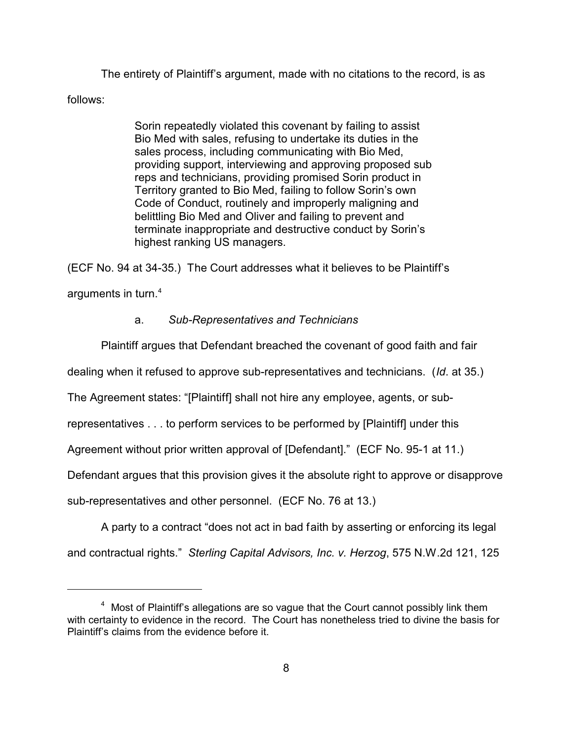The entirety of Plaintiff's argument, made with no citations to the record, is as follows:

> Sorin repeatedly violated this covenant by failing to assist Bio Med with sales, refusing to undertake its duties in the sales process, including communicating with Bio Med, providing support, interviewing and approving proposed sub reps and technicians, providing promised Sorin product in Territory granted to Bio Med, failing to follow Sorin's own Code of Conduct, routinely and improperly maligning and belittling Bio Med and Oliver and failing to prevent and terminate inappropriate and destructive conduct by Sorin's highest ranking US managers.

(ECF No. 94 at 34-35.) The Court addresses what it believes to be Plaintiff's arguments in turn.[4]

a. *Sub-Representatives and Technicians*

Plaintiff argues that Defendant breached the covenant of good faith and fair dealing when it refused to approve sub-representatives and technicians. (*Id*. at 35.) The Agreement states: "[Plaintiff] shall not hire any employee, agents, or sub-representatives . . . to perform services to be performed by [Plaintiff] under this Agreement without prior written approval of [Defendant]." (ECF No. 95-1 at 11.) Defendant argues that this provision gives it the absolute right to approve or disapprove sub-representatives and other personnel. (ECF No. 76 at 13.)

A party to a contract "does not act in bad faith by asserting or enforcing its legal and contractual rights." *Sterling Capital Advisors, Inc. v. Herzog*, 575 N.W.2d 121, 125

---

[4] Most of Plaintiff's allegations are so vague that the Court cannot possibly link them with certainty to evidence in the record. The Court has nonetheless tried to divine the basis for Plaintiff's claims from the evidence before it.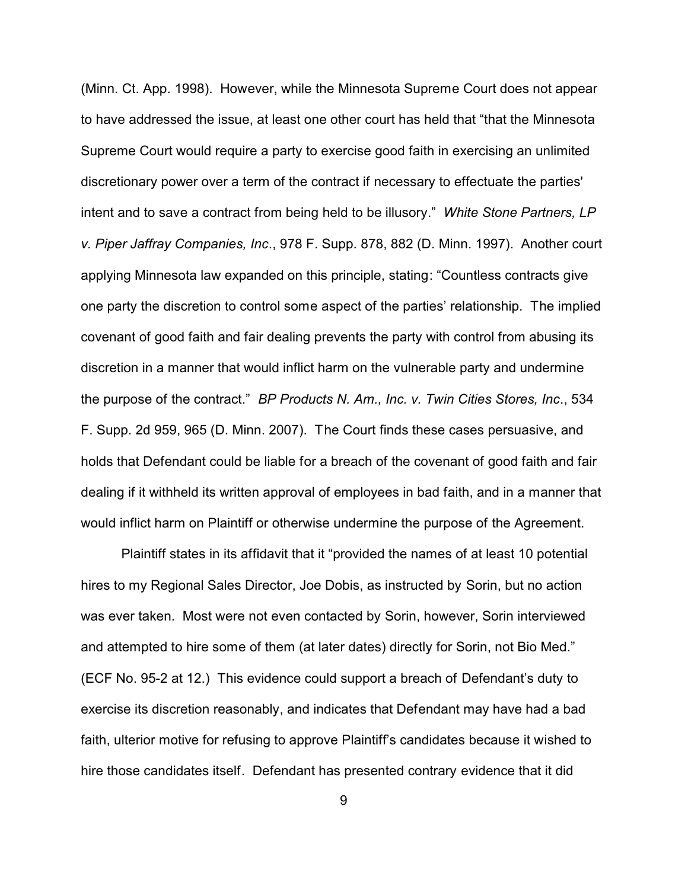(Minn. Ct. App. 1998). However, while the Minnesota Supreme Court does not appear to have addressed the issue, at least one other court has held that "that the Minnesota Supreme Court would require a party to exercise good faith in exercising an unlimited discretionary power over a term of the contract if necessary to effectuate the parties' intent and to save a contract from being held to be illusory." *White Stone Partners, LP v. Piper Jaffray Companies, Inc*., 978 F. Supp. 878, 882 (D. Minn. 1997). Another court applying Minnesota law expanded on this principle, stating: "Countless contracts give one party the discretion to control some aspect of the parties' relationship. The implied covenant of good faith and fair dealing prevents the party with control from abusing its discretion in a manner that would inflict harm on the vulnerable party and undermine the purpose of the contract." *BP Products N. Am., Inc. v. Twin Cities Stores, Inc*., 534 F. Supp. 2d 959, 965 (D. Minn. 2007). The Court finds these cases persuasive, and holds that Defendant could be liable for a breach of the covenant of good faith and fair dealing if it withheld its written approval of employees in bad faith, and in a manner that would inflict harm on Plaintiff or otherwise undermine the purpose of the Agreement.

Plaintiff states in its affidavit that it "provided the names of at least 10 potential hires to my Regional Sales Director, Joe Dobis, as instructed by Sorin, but no action was ever taken. Most were not even contacted by Sorin, however, Sorin interviewed and attempted to hire some of them (at later dates) directly for Sorin, not Bio Med." (ECF No. 95-2 at 12.) This evidence could support a breach of Defendant's duty to exercise its discretion reasonably, and indicates that Defendant may have had a bad faith, ulterior motive for refusing to approve Plaintiff's candidates because it wished to hire those candidates itself. Defendant has presented contrary evidence that it did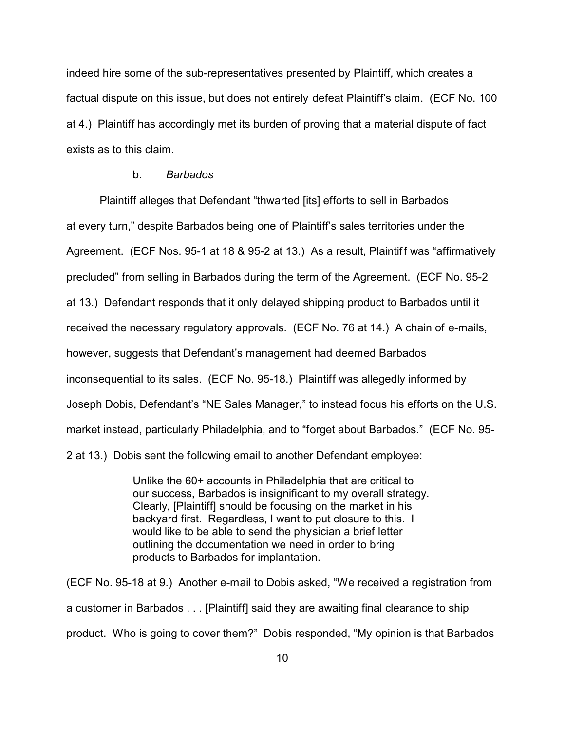indeed hire some of the sub-representatives presented by Plaintiff, which creates a factual dispute on this issue, but does not entirely defeat Plaintiff's claim. (ECF No. 100 at 4.) Plaintiff has accordingly met its burden of proving that a material dispute of fact exists as to this claim.

b. *Barbados*

Plaintiff alleges that Defendant "thwarted [its] efforts to sell in Barbados at every turn," despite Barbados being one of Plaintiff's sales territories under the Agreement. (ECF Nos. 95-1 at 18 & 95-2 at 13.) As a result, Plaintiff was "affirmatively precluded" from selling in Barbados during the term of the Agreement. (ECF No. 95-2 at 13.) Defendant responds that it only delayed shipping product to Barbados until it received the necessary regulatory approvals. (ECF No. 76 at 14.) A chain of e-mails, however, suggests that Defendant's management had deemed Barbados inconsequential to its sales. (ECF No. 95-18.) Plaintiff was allegedly informed by Joseph Dobis, Defendant's "NE Sales Manager," to instead focus his efforts on the U.S. market instead, particularly Philadelphia, and to "forget about Barbados." (ECF No. 95-2 at 13.) Dobis sent the following email to another Defendant employee:

> Unlike the 60+ accounts in Philadelphia that are critical to our success, Barbados is insignificant to my overall strategy. Clearly, [Plaintiff] should be focusing on the market in his backyard first. Regardless, I want to put closure to this. I would like to be able to send the physician a brief letter outlining the documentation we need in order to bring products to Barbados for implantation.

(ECF No. 95-18 at 9.) Another e-mail to Dobis asked, "We received a registration from a customer in Barbados . . . [Plaintiff] said they are awaiting final clearance to ship product. Who is going to cover them?" Dobis responded, "My opinion is that Barbados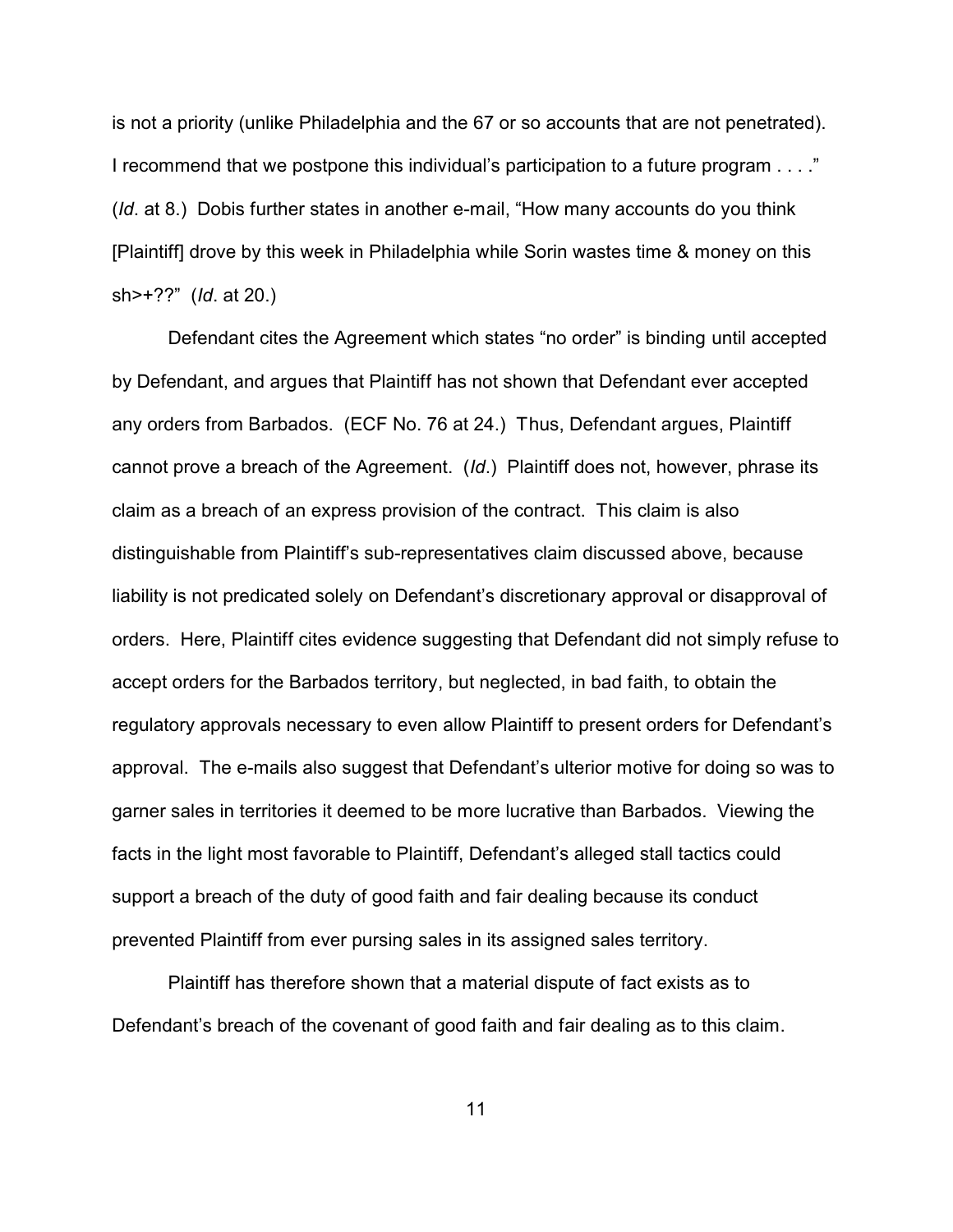is not a priority (unlike Philadelphia and the 67 or so accounts that are not penetrated). I recommend that we postpone this individual's participation to a future program . . . ." (*Id*. at 8.) Dobis further states in another e-mail, "How many accounts do you think [Plaintiff] drove by this week in Philadelphia while Sorin wastes time & money on this sh>+??" (*Id*. at 20.)

Defendant cites the Agreement which states "no order" is binding until accepted by Defendant, and argues that Plaintiff has not shown that Defendant ever accepted any orders from Barbados. (ECF No. 76 at 24.) Thus, Defendant argues, Plaintiff cannot prove a breach of the Agreement. (*Id*.) Plaintiff does not, however, phrase its claim as a breach of an express provision of the contract. This claim is also distinguishable from Plaintiff's sub-representatives claim discussed above, because liability is not predicated solely on Defendant's discretionary approval or disapproval of orders. Here, Plaintiff cites evidence suggesting that Defendant did not simply refuse to accept orders for the Barbados territory, but neglected, in bad faith, to obtain the regulatory approvals necessary to even allow Plaintiff to present orders for Defendant's approval. The e-mails also suggest that Defendant's ulterior motive for doing so was to garner sales in territories it deemed to be more lucrative than Barbados. Viewing the facts in the light most favorable to Plaintiff, Defendant's alleged stall tactics could support a breach of the duty of good faith and fair dealing because its conduct prevented Plaintiff from ever pursing sales in its assigned sales territory.

Plaintiff has therefore shown that a material dispute of fact exists as to Defendant's breach of the covenant of good faith and fair dealing as to this claim.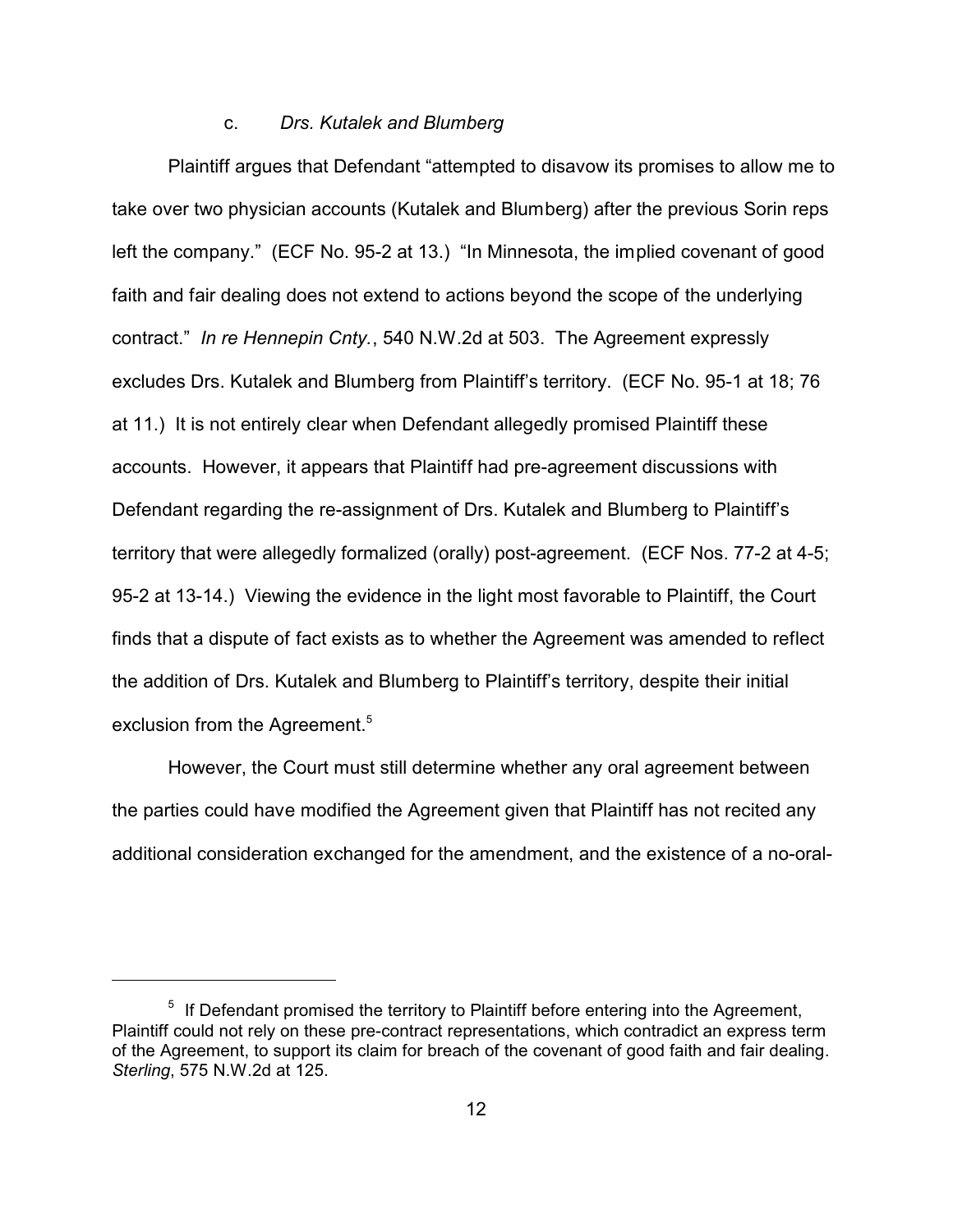### c. *Drs. Kutalek and Blumberg*

Plaintiff argues that Defendant "attempted to disavow its promises to allow me to take over two physician accounts (Kutalek and Blumberg) after the previous Sorin reps left the company." (ECF No. 95-2 at 13.) "In Minnesota, the implied covenant of good faith and fair dealing does not extend to actions beyond the scope of the underlying contract." *In re Hennepin Cnty.*, 540 N.W.2d at 503. The Agreement expressly excludes Drs. Kutalek and Blumberg from Plaintiff's territory. (ECF No. 95-1 at 18; 76 at 11.) It is not entirely clear when Defendant allegedly promised Plaintiff these accounts. However, it appears that Plaintiff had pre-agreement discussions with Defendant regarding the re-assignment of Drs. Kutalek and Blumberg to Plaintiff's territory that were allegedly formalized (orally) post-agreement. (ECF Nos. 77-2 at 4-5; 95-2 at 13-14.) Viewing the evidence in the light most favorable to Plaintiff, the Court finds that a dispute of fact exists as to whether the Agreement was amended to reflect the addition of Drs. Kutalek and Blumberg to Plaintiff's territory, despite their initial exclusion from the Agreement.[5]

However, the Court must still determine whether any oral agreement between the parties could have modified the Agreement given that Plaintiff has not recited any additional consideration exchanged for the amendment, and the existence of a no-oral-

---

[5] If Defendant promised the territory to Plaintiff before entering into the Agreement, Plaintiff could not rely on these pre-contract representations, which contradict an express term of the Agreement, to support its claim for breach of the covenant of good faith and fair dealing. *Sterling*, 575 N.W.2d at 125.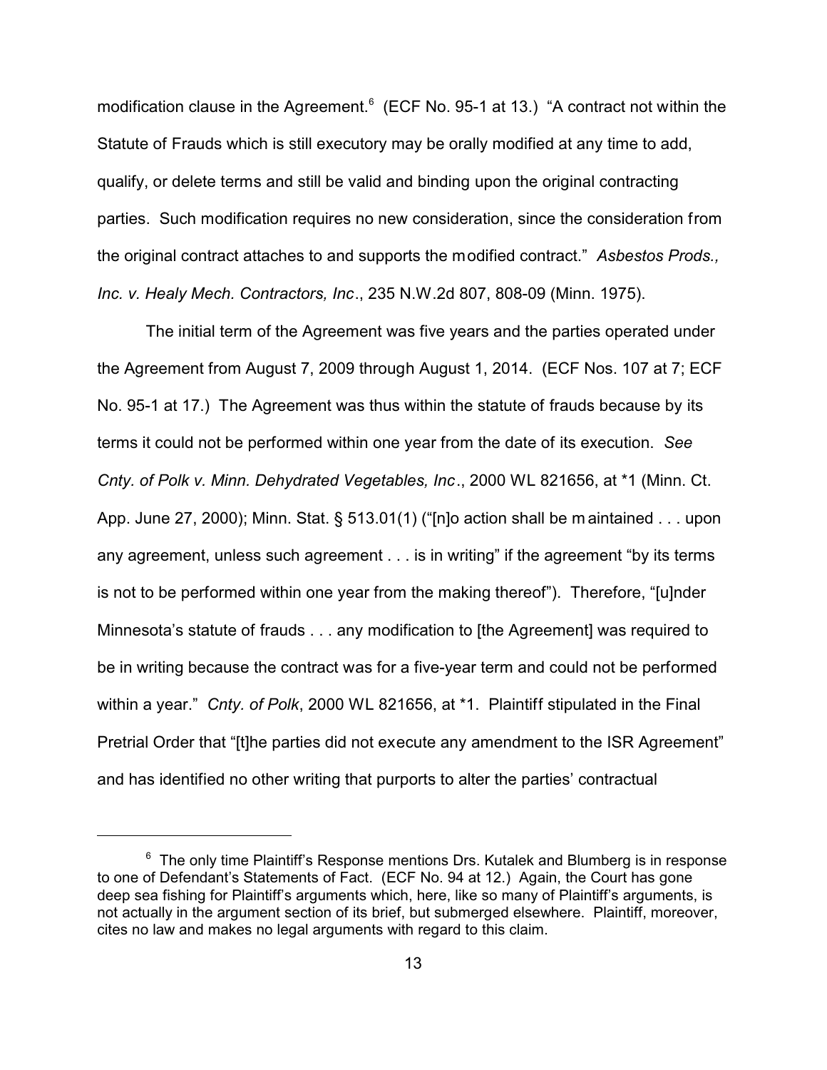modification clause in the Agreement.[6] (ECF No. 95-1 at 13.) "A contract not within the Statute of Frauds which is still executory may be orally modified at any time to add, qualify, or delete terms and still be valid and binding upon the original contracting parties. Such modification requires no new consideration, since the consideration from the original contract attaches to and supports the modified contract." *Asbestos Prods., Inc. v. Healy Mech. Contractors, Inc*., 235 N.W.2d 807, 808-09 (Minn. 1975).

The initial term of the Agreement was five years and the parties operated under the Agreement from August 7, 2009 through August 1, 2014. (ECF Nos. 107 at 7; ECF No. 95-1 at 17.) The Agreement was thus within the statute of frauds because by its terms it could not be performed within one year from the date of its execution. *See Cnty. of Polk v. Minn. Dehydrated Vegetables, Inc*., 2000 WL 821656, at *1 (Minn. Ct. App. June 27, 2000); Minn. Stat. § 513.01(1) ("[n]o action shall be maintained . . . upon any agreement, unless such agreement . . . is in writing" if the agreement "by its terms is not to be performed within one year from the making thereof"). Therefore, "[u]nder Minnesota's statute of frauds . . . any modification to [the Agreement] was required to be in writing because the contract was for a five-year term and could not be performed within a year." *Cnty. of Polk*, 2000 WL 821656, at *1. Plaintiff stipulated in the Final Pretrial Order that "[t]he parties did not execute any amendment to the ISR Agreement" and has identified no other writing that purports to alter the parties' contractual

---

[6] The only time Plaintiff's Response mentions Drs. Kutalek and Blumberg is in response to one of Defendant's Statements of Fact. (ECF No. 94 at 12.) Again, the Court has gone deep sea fishing for Plaintiff's arguments which, here, like so many of Plaintiff's arguments, is not actually in the argument section of its brief, but submerged elsewhere. Plaintiff, moreover, cites no law and makes no legal arguments with regard to this claim.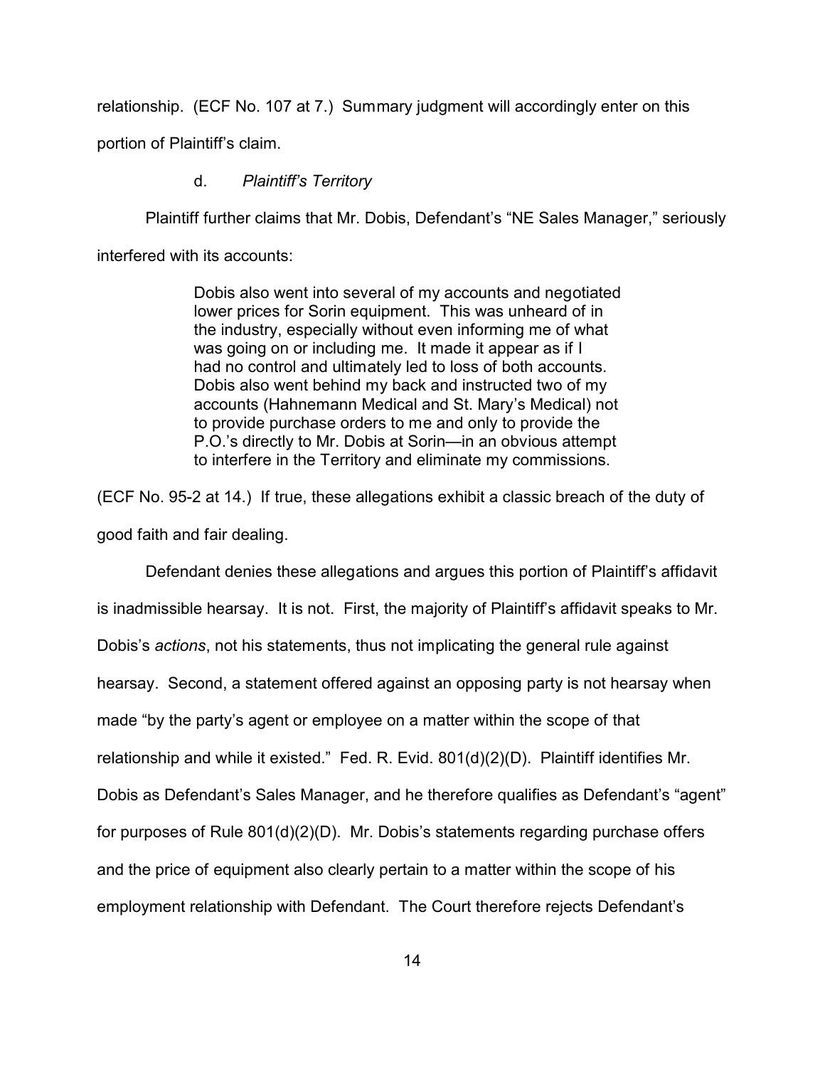relationship. (ECF No. 107 at 7.) Summary judgment will accordingly enter on this portion of Plaintiff's claim.

d. *Plaintiff's Territory*

Plaintiff further claims that Mr. Dobis, Defendant's "NE Sales Manager," seriously interfered with its accounts:

> Dobis also went into several of my accounts and negotiated lower prices for Sorin equipment. This was unheard of in the industry, especially without even informing me of what was going on or including me. It made it appear as if I had no control and ultimately led to loss of both accounts. Dobis also went behind my back and instructed two of my accounts (Hahnemann Medical and St. Mary's Medical) not to provide purchase orders to me and only to provide the P.O.'s directly to Mr. Dobis at Sorin—in an obvious attempt to interfere in the Territory and eliminate my commissions.

(ECF No. 95-2 at 14.) If true, these allegations exhibit a classic breach of the duty of good faith and fair dealing.

Defendant denies these allegations and argues this portion of Plaintiff's affidavit is inadmissible hearsay. It is not. First, the majority of Plaintiff's affidavit speaks to Mr. Dobis's *actions*, not his statements, thus not implicating the general rule against hearsay. Second, a statement offered against an opposing party is not hearsay when made "by the party's agent or employee on a matter within the scope of that relationship and while it existed." Fed. R. Evid. 801(d)(2)(D). Plaintiff identifies Mr. Dobis as Defendant's Sales Manager, and he therefore qualifies as Defendant's "agent" for purposes of Rule 801(d)(2)(D). Mr. Dobis's statements regarding purchase offers and the price of equipment also clearly pertain to a matter within the scope of his employment relationship with Defendant. The Court therefore rejects Defendant's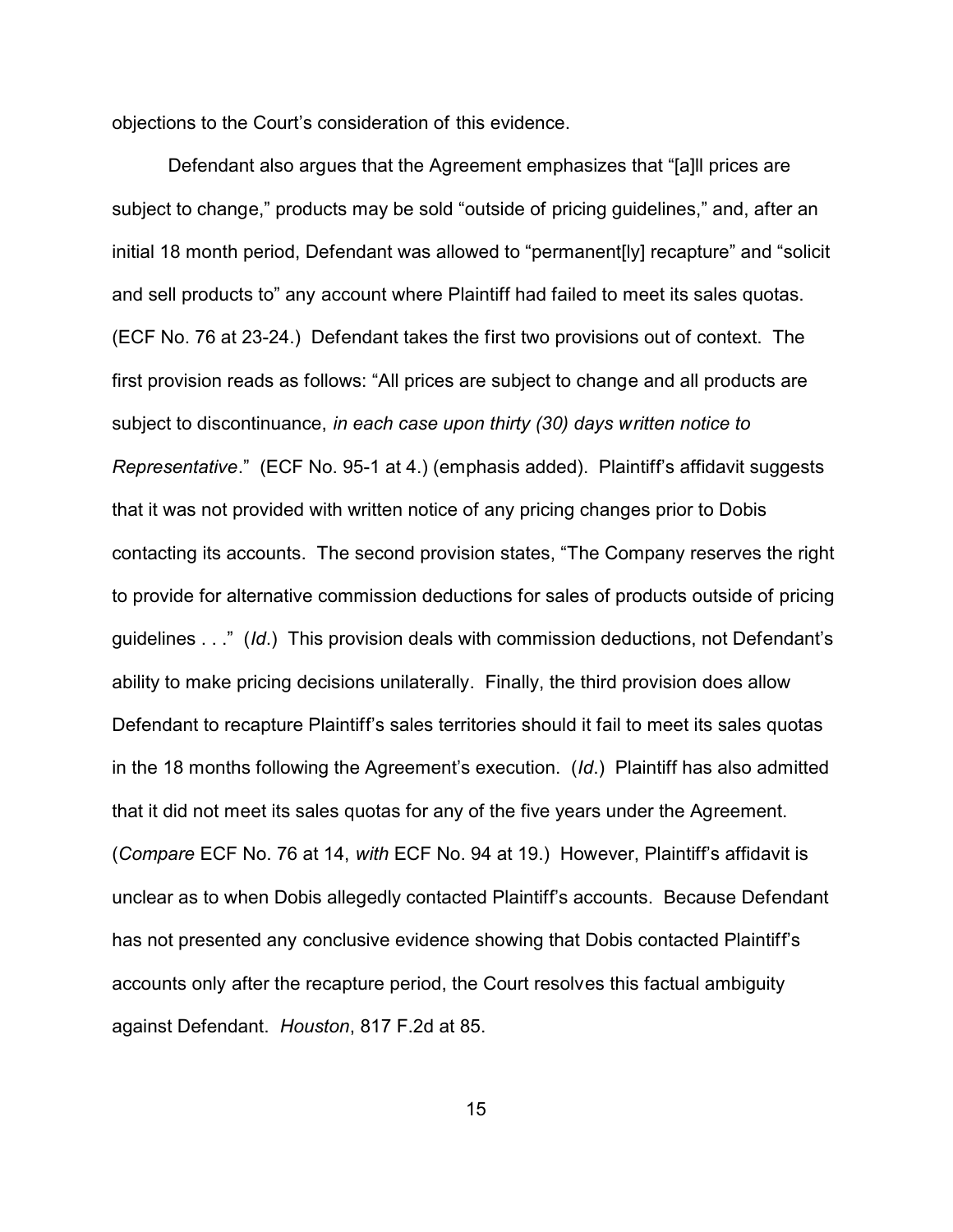objections to the Court's consideration of this evidence.

Defendant also argues that the Agreement emphasizes that "[a]ll prices are subject to change," products may be sold "outside of pricing guidelines," and, after an initial 18 month period, Defendant was allowed to "permanent[ly] recapture" and "solicit and sell products to" any account where Plaintiff had failed to meet its sales quotas. (ECF No. 76 at 23-24.) Defendant takes the first two provisions out of context. The first provision reads as follows: "All prices are subject to change and all products are subject to discontinuance, *in each case upon thirty (30) days written notice to Representative*." (ECF No. 95-1 at 4.) (emphasis added). Plaintiff's affidavit suggests that it was not provided with written notice of any pricing changes prior to Dobis contacting its accounts. The second provision states, "The Company reserves the right to provide for alternative commission deductions for sales of products outside of pricing guidelines . . ." (*Id.*) This provision deals with commission deductions, not Defendant's ability to make pricing decisions unilaterally. Finally, the third provision does allow Defendant to recapture Plaintiff's sales territories should it fail to meet its sales quotas in the 18 months following the Agreement's execution. (*Id.*) Plaintiff has also admitted that it did not meet its sales quotas for any of the five years under the Agreement. (*Compare* ECF No. 76 at 14, *with* ECF No. 94 at 19.) However, Plaintiff's affidavit is unclear as to when Dobis allegedly contacted Plaintiff's accounts. Because Defendant has not presented any conclusive evidence showing that Dobis contacted Plaintiff's accounts only after the recapture period, the Court resolves this factual ambiguity against Defendant. *Houston*, 817 F.2d at 85.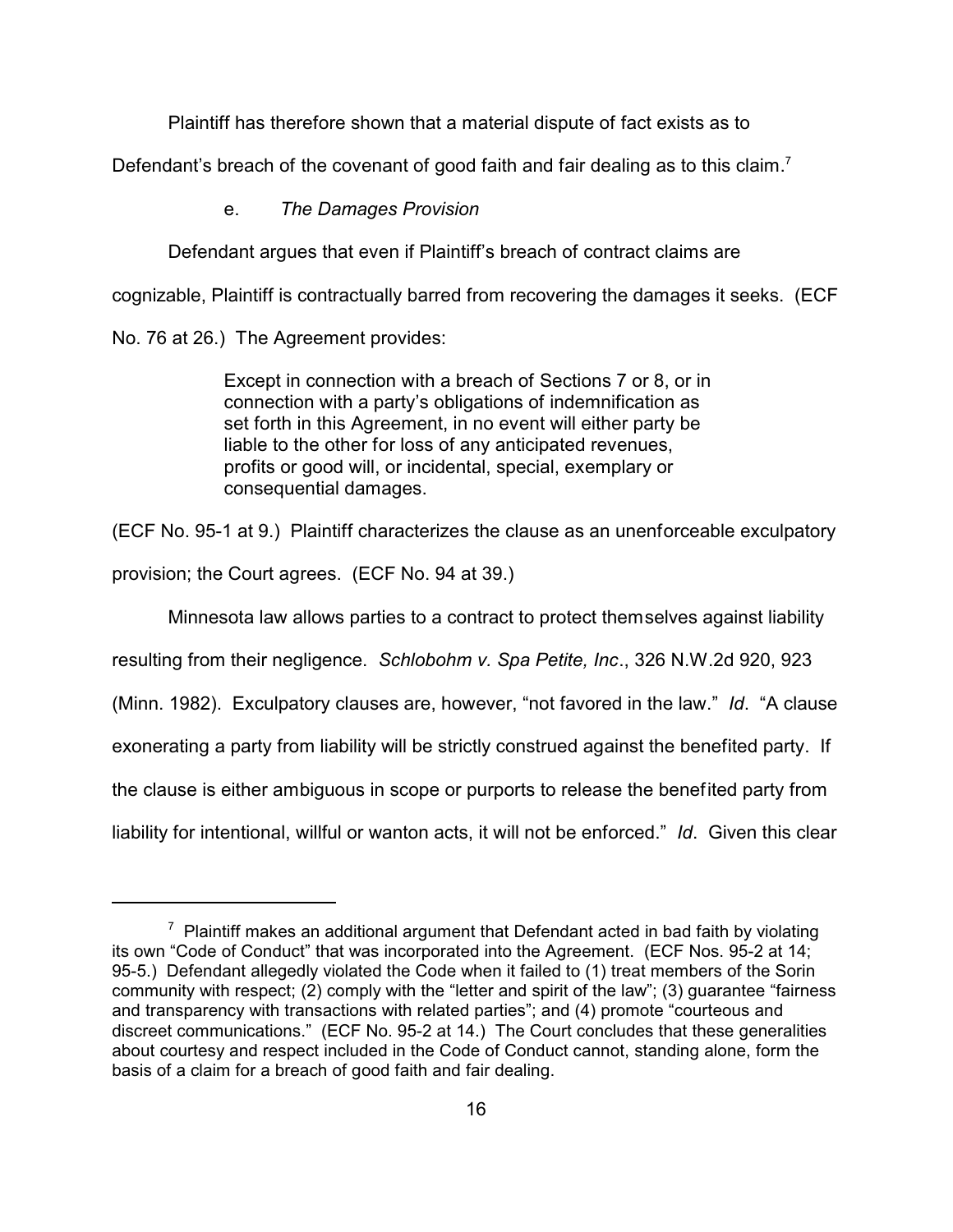Plaintiff has therefore shown that a material dispute of fact exists as to Defendant's breach of the covenant of good faith and fair dealing as to this claim.[7]

e. *The Damages Provision*

Defendant argues that even if Plaintiff's breach of contract claims are cognizable, Plaintiff is contractually barred from recovering the damages it seeks. (ECF No. 76 at 26.) The Agreement provides:

> Except in connection with a breach of Sections 7 or 8, or in connection with a party's obligations of indemnification as set forth in this Agreement, in no event will either party be liable to the other for loss of any anticipated revenues, profits or good will, or incidental, special, exemplary or consequential damages.

(ECF No. 95-1 at 9.) Plaintiff characterizes the clause as an unenforceable exculpatory provision; the Court agrees. (ECF No. 94 at 39.)

Minnesota law allows parties to a contract to protect themselves against liability resulting from their negligence. *Schlobohm v. Spa Petite, Inc*., 326 N.W.2d 920, 923 (Minn. 1982). Exculpatory clauses are, however, "not favored in the law." *Id*. "A clause exonerating a party from liability will be strictly construed against the benefited party. If the clause is either ambiguous in scope or purports to release the benefited party from liability for intentional, willful or wanton acts, it will not be enforced." *Id*. Given this clear

---

[7] Plaintiff makes an additional argument that Defendant acted in bad faith by violating its own "Code of Conduct" that was incorporated into the Agreement. (ECF Nos. 95-2 at 14; 95-5.) Defendant allegedly violated the Code when it failed to (1) treat members of the Sorin community with respect; (2) comply with the "letter and spirit of the law"; (3) guarantee "fairness and transparency with transactions with related parties"; and (4) promote "courteous and discreet communications." (ECF No. 95-2 at 14.) The Court concludes that these generalities about courtesy and respect included in the Code of Conduct cannot, standing alone, form the basis of a claim for a breach of good faith and fair dealing.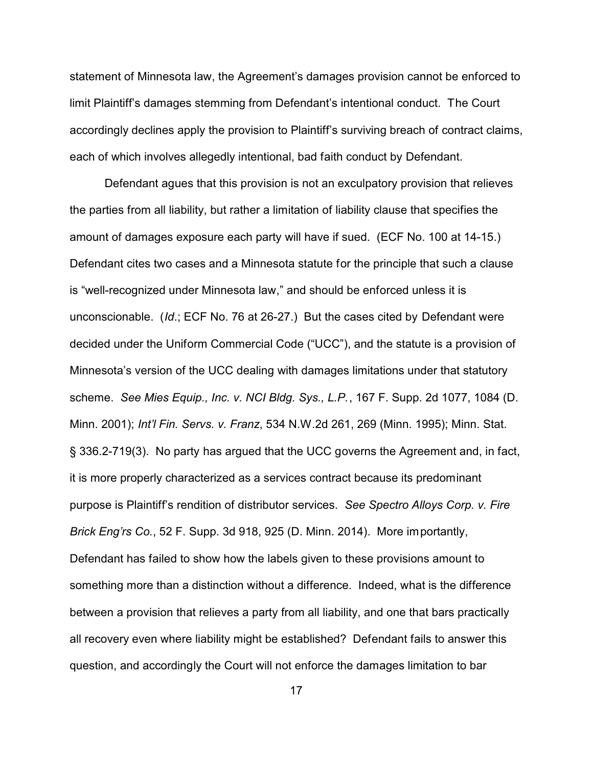statement of Minnesota law, the Agreement's damages provision cannot be enforced to limit Plaintiff's damages stemming from Defendant's intentional conduct. The Court accordingly declines apply the provision to Plaintiff's surviving breach of contract claims, each of which involves allegedly intentional, bad faith conduct by Defendant.

Defendant agues that this provision is not an exculpatory provision that relieves the parties from all liability, but rather a limitation of liability clause that specifies the amount of damages exposure each party will have if sued. (ECF No. 100 at 14-15.) Defendant cites two cases and a Minnesota statute for the principle that such a clause is "well-recognized under Minnesota law," and should be enforced unless it is unconscionable. (*Id*.; ECF No. 76 at 26-27.) But the cases cited by Defendant were decided under the Uniform Commercial Code ("UCC"), and the statute is a provision of Minnesota's version of the UCC dealing with damages limitations under that statutory scheme. *See Mies Equip., Inc. v. NCI Bldg. Sys., L.P.*, 167 F. Supp. 2d 1077, 1084 (D. Minn. 2001); *Int'l Fin. Servs. v. Franz*, 534 N.W.2d 261, 269 (Minn. 1995); Minn. Stat. § 336.2-719(3). No party has argued that the UCC governs the Agreement and, in fact, it is more properly characterized as a services contract because its predominant purpose is Plaintiff's rendition of distributor services. *See Spectro Alloys Corp. v. Fire Brick Eng'rs Co.*, 52 F. Supp. 3d 918, 925 (D. Minn. 2014). More importantly, Defendant has failed to show how the labels given to these provisions amount to something more than a distinction without a difference. Indeed, what is the difference between a provision that relieves a party from all liability, and one that bars practically all recovery even where liability might be established? Defendant fails to answer this question, and accordingly the Court will not enforce the damages limitation to bar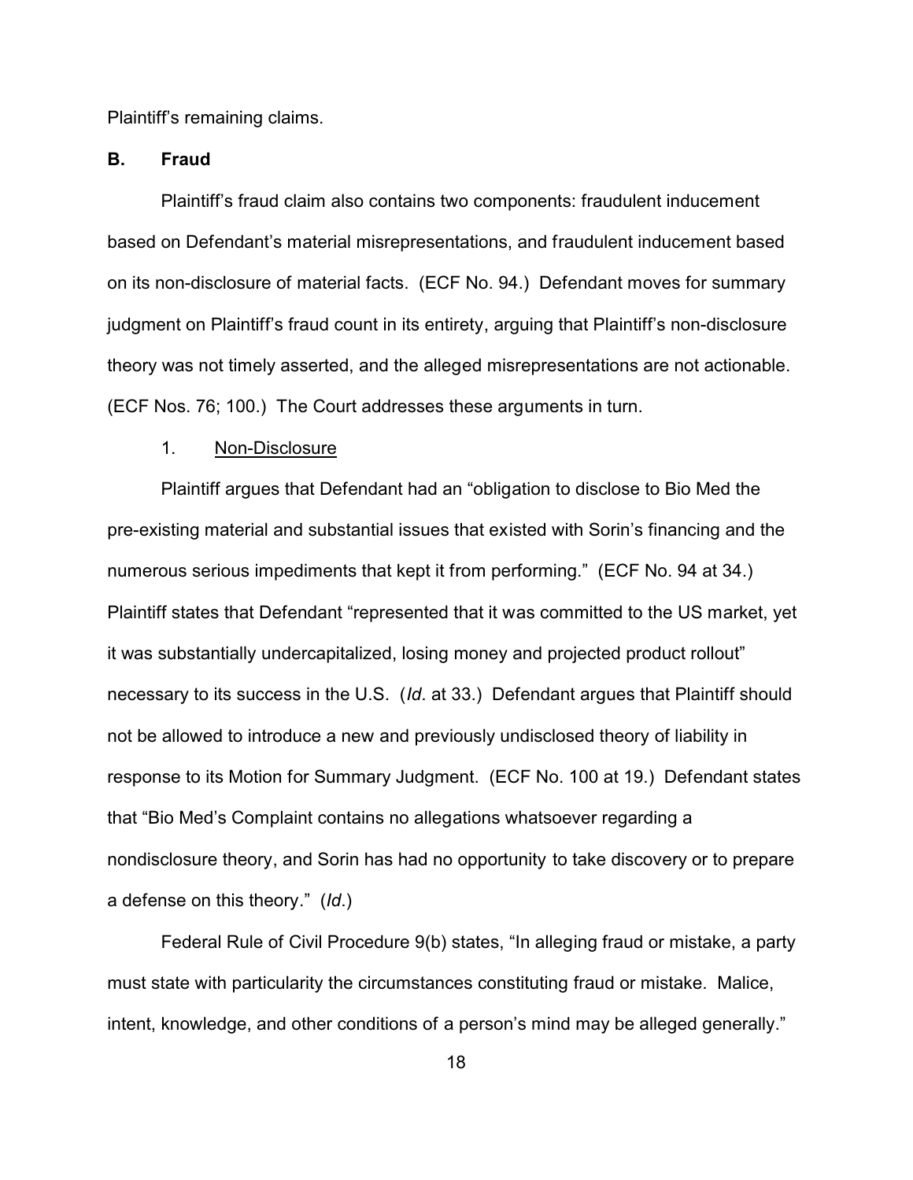Plaintiff's remaining claims.

## B. Fraud

Plaintiff's fraud claim also contains two components: fraudulent inducement based on Defendant's material misrepresentations, and fraudulent inducement based on its non-disclosure of material facts. (ECF No. 94.) Defendant moves for summary judgment on Plaintiff's fraud count in its entirety, arguing that Plaintiff's non-disclosure theory was not timely asserted, and the alleged misrepresentations are not actionable. (ECF Nos. 76; 100.) The Court addresses these arguments in turn.

### 1. Non-Disclosure

Plaintiff argues that Defendant had an "obligation to disclose to Bio Med the pre-existing material and substantial issues that existed with Sorin's financing and the numerous serious impediments that kept it from performing." (ECF No. 94 at 34.) Plaintiff states that Defendant "represented that it was committed to the US market, yet it was substantially undercapitalized, losing money and projected product rollout" necessary to its success in the U.S. (*Id*. at 33.) Defendant argues that Plaintiff should not be allowed to introduce a new and previously undisclosed theory of liability in response to its Motion for Summary Judgment. (ECF No. 100 at 19.) Defendant states that "Bio Med's Complaint contains no allegations whatsoever regarding a nondisclosure theory, and Sorin has had no opportunity to take discovery or to prepare a defense on this theory." (*Id*.)

Federal Rule of Civil Procedure 9(b) states, "In alleging fraud or mistake, a party must state with particularity the circumstances constituting fraud or mistake. Malice, intent, knowledge, and other conditions of a person's mind may be alleged generally."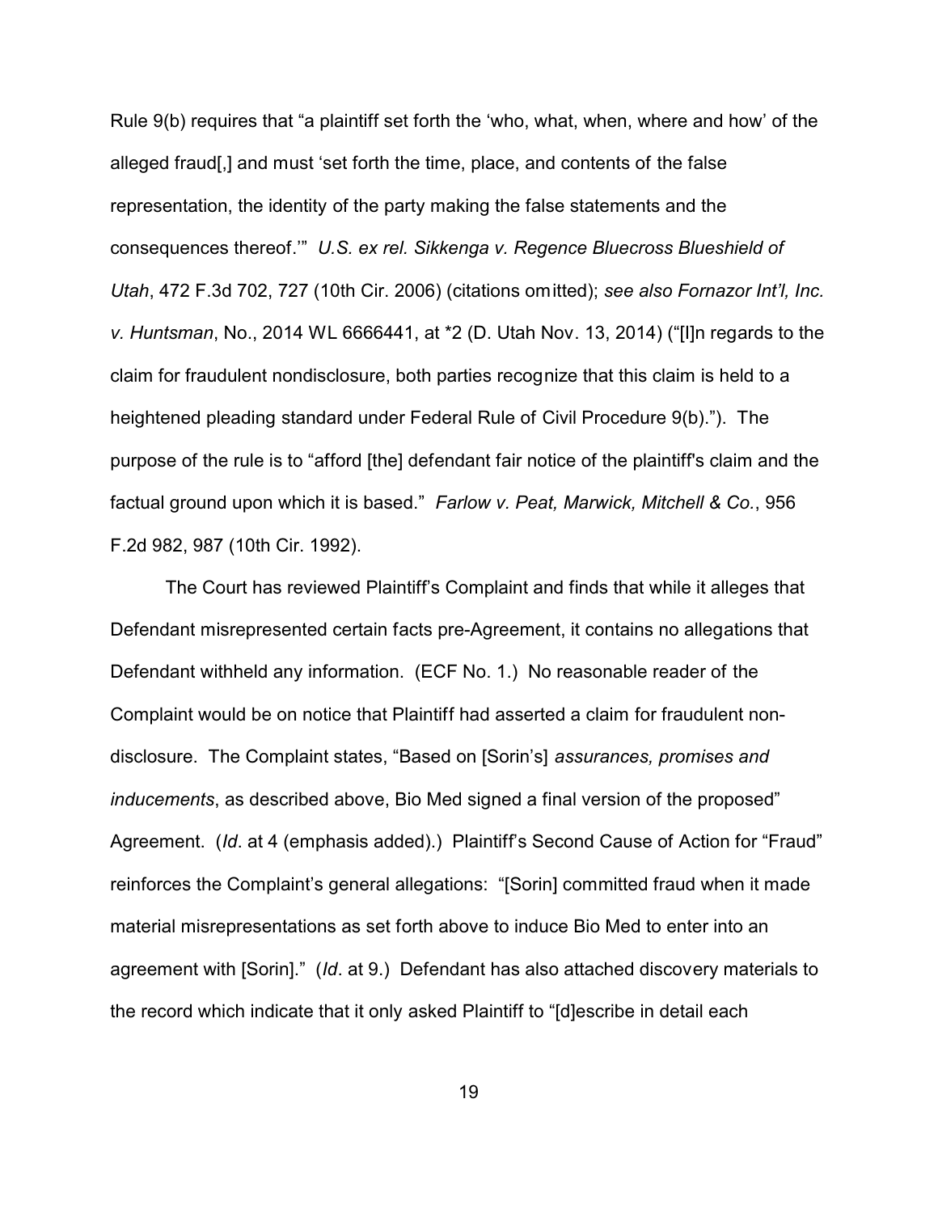Rule 9(b) requires that "a plaintiff set forth the 'who, what, when, where and how' of the alleged fraud[,] and must 'set forth the time, place, and contents of the false representation, the identity of the party making the false statements and the consequences thereof.'" *U.S. ex rel. Sikkenga v. Regence Bluecross Blueshield of Utah*, 472 F.3d 702, 727 (10th Cir. 2006) (citations omitted); *see also Fornazor Int'l, Inc. v. Huntsman*, No., 2014 WL 6666441, at *2 (D. Utah Nov. 13, 2014) ("[I]n regards to the claim for fraudulent nondisclosure, both parties recognize that this claim is held to a heightened pleading standard under Federal Rule of Civil Procedure 9(b)."). The purpose of the rule is to "afford [the] defendant fair notice of the plaintiff's claim and the factual ground upon which it is based." *Farlow v. Peat, Marwick, Mitchell & Co.*, 956 F.2d 982, 987 (10th Cir. 1992).

The Court has reviewed Plaintiff's Complaint and finds that while it alleges that Defendant misrepresented certain facts pre-Agreement, it contains no allegations that Defendant withheld any information. (ECF No. 1.) No reasonable reader of the Complaint would be on notice that Plaintiff had asserted a claim for fraudulent non-disclosure. The Complaint states, "Based on [Sorin's] *assurances, promises and inducements*, as described above, Bio Med signed a final version of the proposed" Agreement. (*Id*. at 4 (emphasis added).) Plaintiff's Second Cause of Action for "Fraud" reinforces the Complaint's general allegations: "[Sorin] committed fraud when it made material misrepresentations as set forth above to induce Bio Med to enter into an agreement with [Sorin]." (*Id*. at 9.) Defendant has also attached discovery materials to the record which indicate that it only asked Plaintiff to "[d]escribe in detail each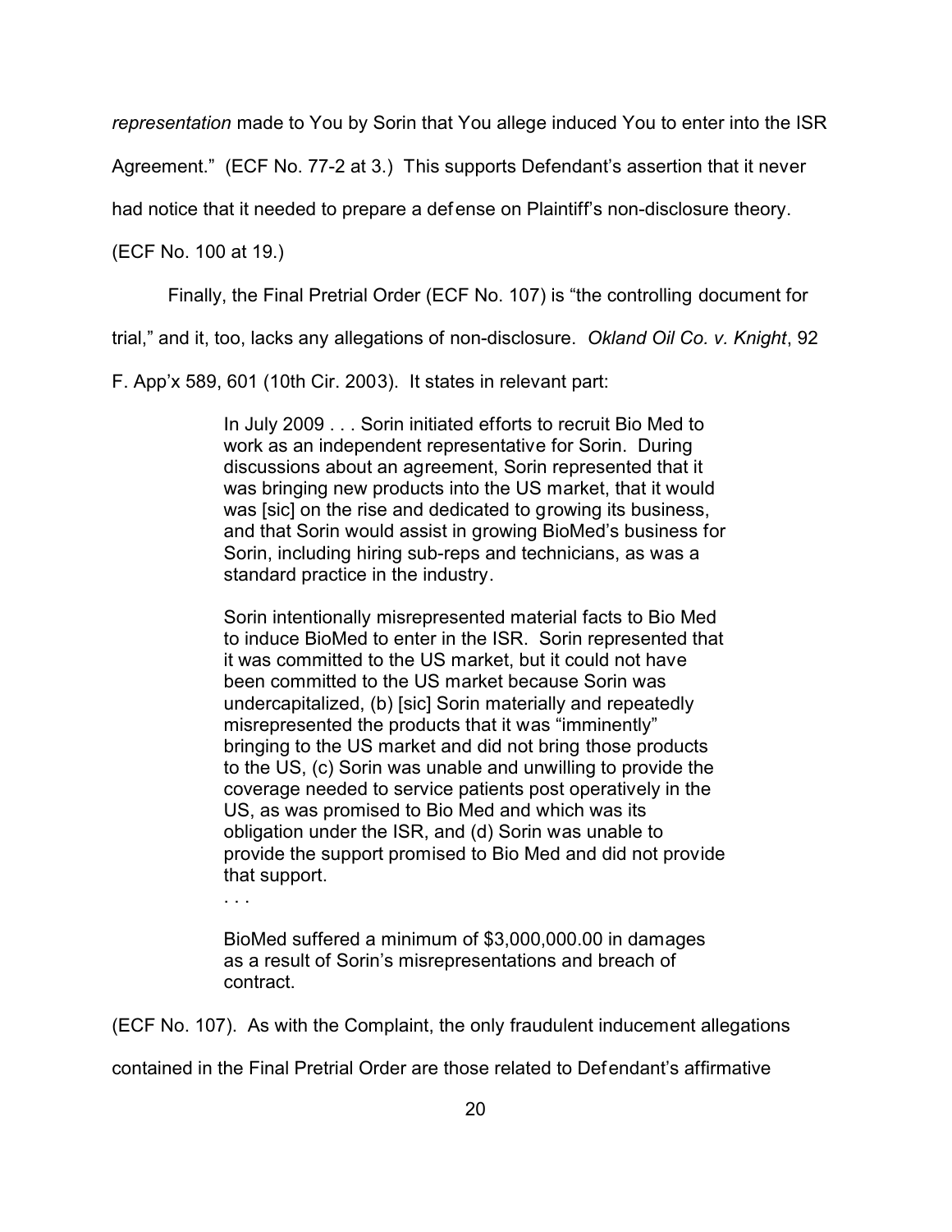*representation* made to You by Sorin that You allege induced You to enter into the ISR Agreement." (ECF No. 77-2 at 3.) This supports Defendant's assertion that it never had notice that it needed to prepare a defense on Plaintiff's non-disclosure theory. (ECF No. 100 at 19.)

Finally, the Final Pretrial Order (ECF No. 107) is "the controlling document for trial," and it, too, lacks any allegations of non-disclosure. *Okland Oil Co. v. Knight*, 92 F. App'x 589, 601 (10th Cir. 2003). It states in relevant part:

> In July 2009 . . . Sorin initiated efforts to recruit Bio Med to work as an independent representative for Sorin. During discussions about an agreement, Sorin represented that it was bringing new products into the US market, that it would was [sic] on the rise and dedicated to growing its business, and that Sorin would assist in growing BioMed's business for Sorin, including hiring sub-reps and technicians, as was a standard practice in the industry.
>
> Sorin intentionally misrepresented material facts to Bio Med to induce BioMed to enter in the ISR. Sorin represented that it was committed to the US market, but it could not have been committed to the US market because Sorin was undercapitalized, (b) [sic] Sorin materially and repeatedly misrepresented the products that it was "imminently" bringing to the US market and did not bring those products to the US, (c) Sorin was unable and unwilling to provide the coverage needed to service patients post operatively in the US, as was promised to Bio Med and which was its obligation under the ISR, and (d) Sorin was unable to provide the support promised to Bio Med and did not provide that support.
>
> . . .
>
> BioMed suffered a minimum of $3,000,000.00 in damages as a result of Sorin's misrepresentations and breach of contract.

(ECF No. 107). As with the Complaint, the only fraudulent inducement allegations contained in the Final Pretrial Order are those related to Defendant's affirmative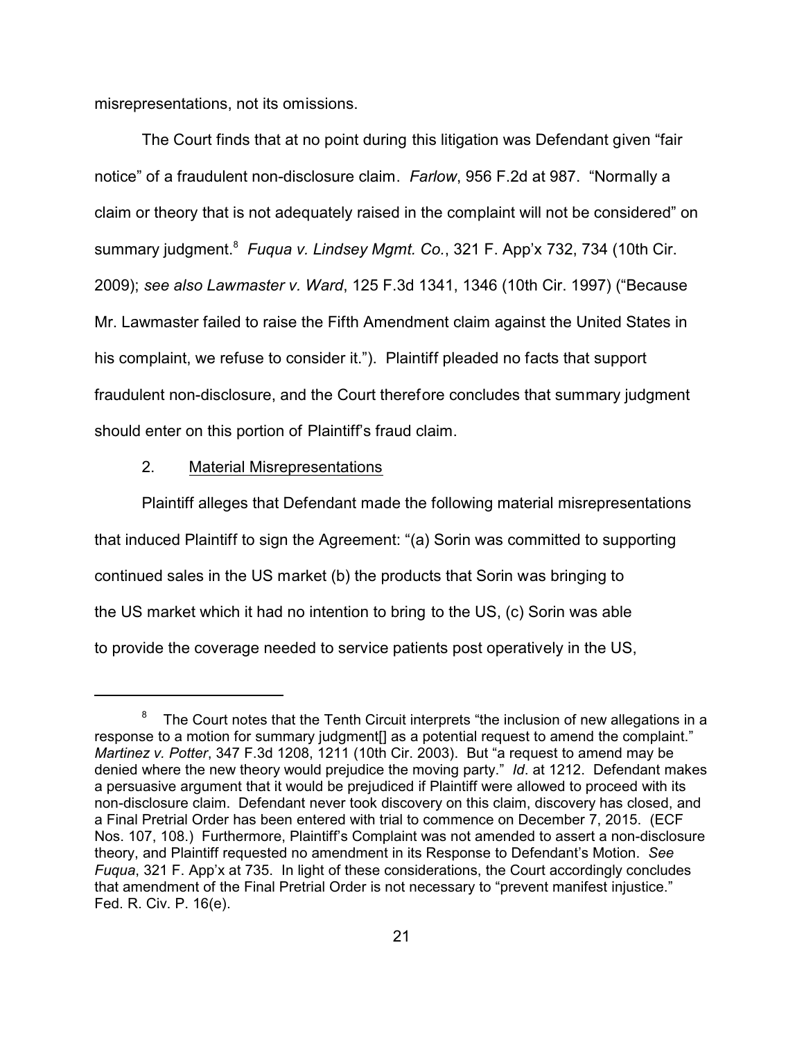misrepresentations, not its omissions.

The Court finds that at no point during this litigation was Defendant given "fair notice" of a fraudulent non-disclosure claim. *Farlow*, 956 F.2d at 987. "Normally a claim or theory that is not adequately raised in the complaint will not be considered" on summary judgment.[8] *Fuqua v. Lindsey Mgmt. Co.*, 321 F. App'x 732, 734 (10th Cir. 2009); *see also Lawmaster v. Ward*, 125 F.3d 1341, 1346 (10th Cir. 1997) ("Because Mr. Lawmaster failed to raise the Fifth Amendment claim against the United States in his complaint, we refuse to consider it."). Plaintiff pleaded no facts that support fraudulent non-disclosure, and the Court therefore concludes that summary judgment should enter on this portion of Plaintiff's fraud claim.

2. Material Misrepresentations

Plaintiff alleges that Defendant made the following material misrepresentations that induced Plaintiff to sign the Agreement: "(a) Sorin was committed to supporting continued sales in the US market (b) the products that Sorin was bringing to the US market which it had no intention to bring to the US, (c) Sorin was able to provide the coverage needed to service patients post operatively in the US,

---

[8] The Court notes that the Tenth Circuit interprets "the inclusion of new allegations in a response to a motion for summary judgment[] as a potential request to amend the complaint." *Martinez v. Potter*, 347 F.3d 1208, 1211 (10th Cir. 2003). But "a request to amend may be denied where the new theory would prejudice the moving party." *Id*. at 1212. Defendant makes a persuasive argument that it would be prejudiced if Plaintiff were allowed to proceed with its non-disclosure claim. Defendant never took discovery on this claim, discovery has closed, and a Final Pretrial Order has been entered with trial to commence on December 7, 2015. (ECF Nos. 107, 108.) Furthermore, Plaintiff's Complaint was not amended to assert a non-disclosure theory, and Plaintiff requested no amendment in its Response to Defendant's Motion. *See Fuqua*, 321 F. App'x at 735. In light of these considerations, the Court accordingly concludes that amendment of the Final Pretrial Order is not necessary to "prevent manifest injustice." Fed. R. Civ. P. 16(e).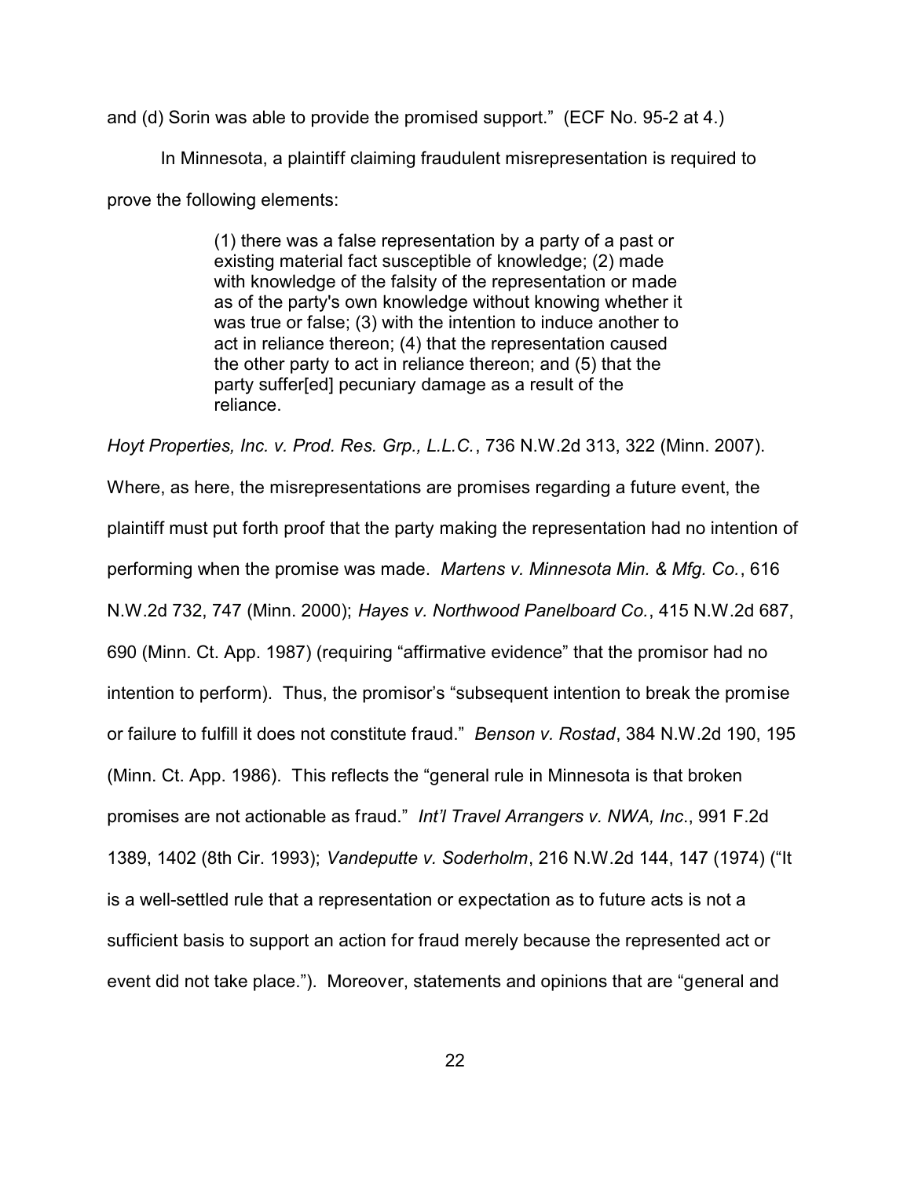and (d) Sorin was able to provide the promised support." (ECF No. 95-2 at 4.)

In Minnesota, a plaintiff claiming fraudulent misrepresentation is required to prove the following elements:

> (1) there was a false representation by a party of a past or existing material fact susceptible of knowledge; (2) made with knowledge of the falsity of the representation or made as of the party's own knowledge without knowing whether it was true or false; (3) with the intention to induce another to act in reliance thereon; (4) that the representation caused the other party to act in reliance thereon; and (5) that the party suffer[ed] pecuniary damage as a result of the reliance.

*Hoyt Properties, Inc. v. Prod. Res. Grp., L.L.C.*, 736 N.W.2d 313, 322 (Minn. 2007). Where, as here, the misrepresentations are promises regarding a future event, the plaintiff must put forth proof that the party making the representation had no intention of performing when the promise was made. *Martens v. Minnesota Min. & Mfg. Co.*, 616 N.W.2d 732, 747 (Minn. 2000); *Hayes v. Northwood Panelboard Co.*, 415 N.W.2d 687, 690 (Minn. Ct. App. 1987) (requiring "affirmative evidence" that the promisor had no intention to perform). Thus, the promisor's "subsequent intention to break the promise or failure to fulfill it does not constitute fraud." *Benson v. Rostad*, 384 N.W.2d 190, 195 (Minn. Ct. App. 1986). This reflects the "general rule in Minnesota is that broken promises are not actionable as fraud." *Int'l Travel Arrangers v. NWA, Inc.*, 991 F.2d 1389, 1402 (8th Cir. 1993); *Vandeputte v. Soderholm*, 216 N.W.2d 144, 147 (1974) ("It is a well-settled rule that a representation or expectation as to future acts is not a sufficient basis to support an action for fraud merely because the represented act or event did not take place."). Moreover, statements and opinions that are "general and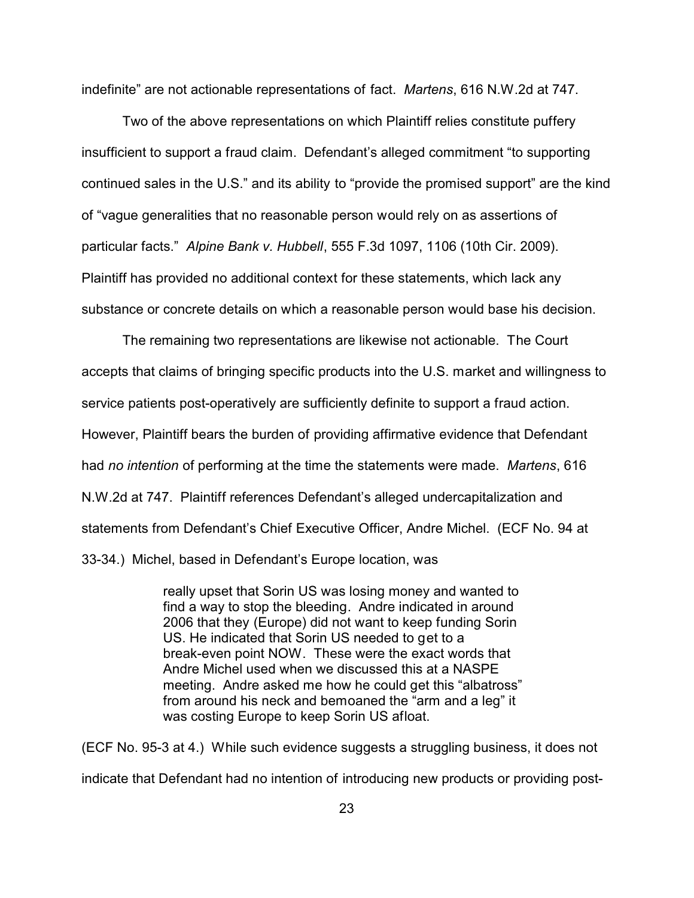indefinite" are not actionable representations of fact. *Martens*, 616 N.W.2d at 747.

Two of the above representations on which Plaintiff relies constitute puffery insufficient to support a fraud claim. Defendant's alleged commitment "to supporting continued sales in the U.S." and its ability to "provide the promised support" are the kind of "vague generalities that no reasonable person would rely on as assertions of particular facts." *Alpine Bank v. Hubbell*, 555 F.3d 1097, 1106 (10th Cir. 2009). Plaintiff has provided no additional context for these statements, which lack any substance or concrete details on which a reasonable person would base his decision.

The remaining two representations are likewise not actionable. The Court accepts that claims of bringing specific products into the U.S. market and willingness to service patients post-operatively are sufficiently definite to support a fraud action. However, Plaintiff bears the burden of providing affirmative evidence that Defendant had *no intention* of performing at the time the statements were made. *Martens*, 616 N.W.2d at 747. Plaintiff references Defendant's alleged undercapitalization and statements from Defendant's Chief Executive Officer, Andre Michel. (ECF No. 94 at 33-34.) Michel, based in Defendant's Europe location, was

> really upset that Sorin US was losing money and wanted to find a way to stop the bleeding. Andre indicated in around 2006 that they (Europe) did not want to keep funding Sorin US. He indicated that Sorin US needed to get to a break-even point NOW. These were the exact words that Andre Michel used when we discussed this at a NASPE meeting. Andre asked me how he could get this "albatross" from around his neck and bemoaned the "arm and a leg" it was costing Europe to keep Sorin US afloat.

(ECF No. 95-3 at 4.) While such evidence suggests a struggling business, it does not indicate that Defendant had no intention of introducing new products or providing post-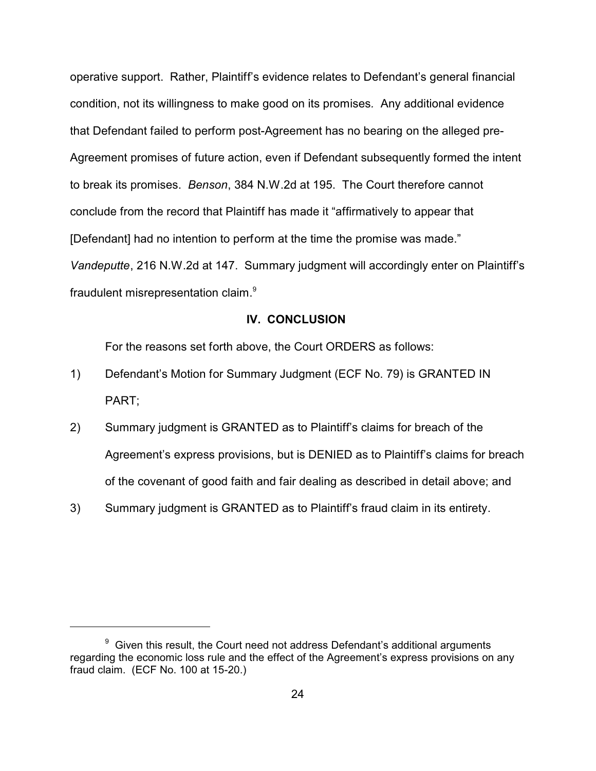operative support. Rather, Plaintiff's evidence relates to Defendant's general financial condition, not its willingness to make good on its promises. Any additional evidence that Defendant failed to perform post-Agreement has no bearing on the alleged pre-Agreement promises of future action, even if Defendant subsequently formed the intent to break its promises. *Benson*, 384 N.W.2d at 195. The Court therefore cannot conclude from the record that Plaintiff has made it "affirmatively to appear that [Defendant] had no intention to perform at the time the promise was made." *Vandeputte*, 216 N.W.2d at 147. Summary judgment will accordingly enter on Plaintiff's fraudulent misrepresentation claim.[9]

## IV. CONCLUSION

For the reasons set forth above, the Court ORDERS as follows:

1) Defendant's Motion for Summary Judgment (ECF No. 79) is GRANTED IN PART;

2) Summary judgment is GRANTED as to Plaintiff's claims for breach of the Agreement's express provisions, but is DENIED as to Plaintiff's claims for breach of the covenant of good faith and fair dealing as described in detail above; and

3) Summary judgment is GRANTED as to Plaintiff's fraud claim in its entirety.

---

[9] Given this result, the Court need not address Defendant's additional arguments regarding the economic loss rule and the effect of the Agreement's express provisions on any fraud claim. (ECF No. 100 at 15-20.)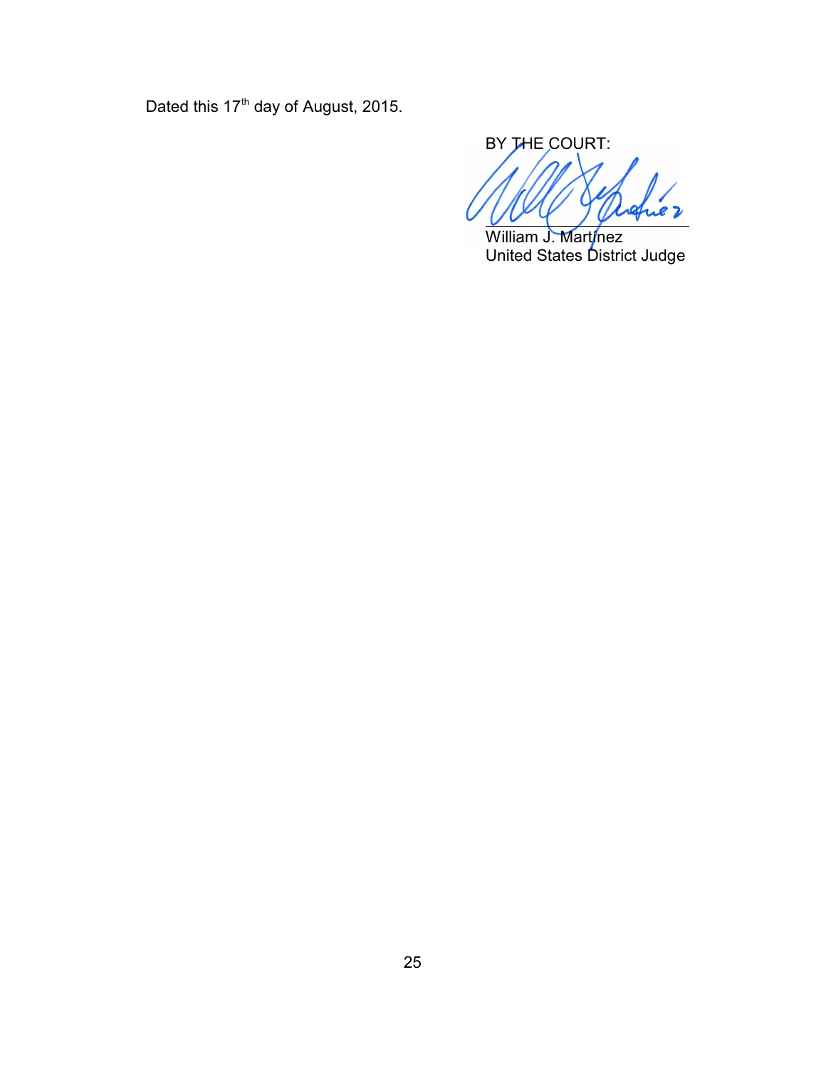Dated this 17th day of August, 2015.

BY THE COURT:

William J. Martínez
United States District Judge